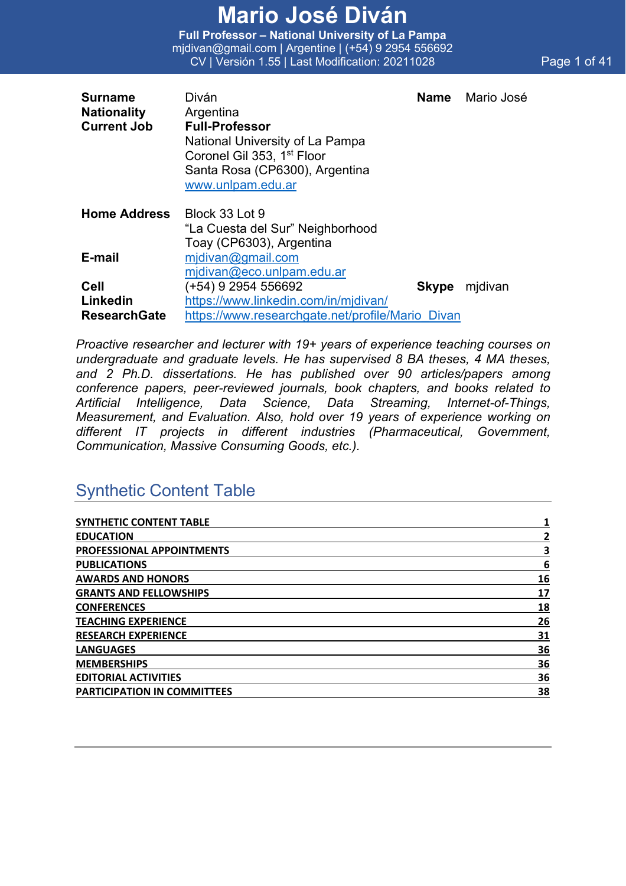# Mario José Diván

**Full Professor – National University of La Pampa**
mjdivan@gmail.com | Argentine | (+54) 9 2954 556692
CV | Versión 1.55 | Last Modification: 20211028

| | | | |
|---|---|---|---|
| **Surname** | Diván | **Name** | Mario José |
| **Nationality** | Argentina | | |
| **Current Job** | **Full-Professor**<br>National University of La Pampa<br>Coronel Gil 353, 1st Floor<br>Santa Rosa (CP6300), Argentina<br>www.unlpam.edu.ar | | |
| **Home Address** | Block 33 Lot 9<br>“La Cuesta del Sur” Neighborhood<br>Toay (CP6303), Argentina | | |
| **E-mail** | mjdivan@gmail.com<br>mjdivan@eco.unlpam.edu.ar | | |
| **Cell** | (+54) 9 2954 556692 | **Skype** | mjdivan |
| **Linkedin** | https://www.linkedin.com/in/mjdivan/ | | |
| **ResearchGate** | https://www.researchgate.net/profile/Mario_Divan | | |

*Proactive researcher and lecturer with 19+ years of experience teaching courses on undergraduate and graduate levels. He has supervised 8 BA theses, 4 MA theses, and 2 Ph.D. dissertations. He has published over 90 articles/papers among conference papers, peer-reviewed journals, book chapters, and books related to Artificial Intelligence, Data Science, Data Streaming, Internet-of-Things, Measurement, and Evaluation. Also, hold over 19 years of experience working on different IT projects in different industries (Pharmaceutical, Government, Communication, Massive Consuming Goods, etc.).*

## Synthetic Content Table

| | |
|---|---|
| SYNTHETIC CONTENT TABLE | 1 |
| EDUCATION | 2 |
| PROFESSIONAL APPOINTMENTS | 3 |
| PUBLICATIONS | 6 |
| AWARDS AND HONORS | 16 |
| GRANTS AND FELLOWSHIPS | 17 |
| CONFERENCES | 18 |
| TEACHING EXPERIENCE | 26 |
| RESEARCH EXPERIENCE | 31 |
| LANGUAGES | 36 |
| MEMBERSHIPS | 36 |
| EDITORIAL ACTIVITIES | 36 |
| PARTICIPATION IN COMMITTEES | 38 |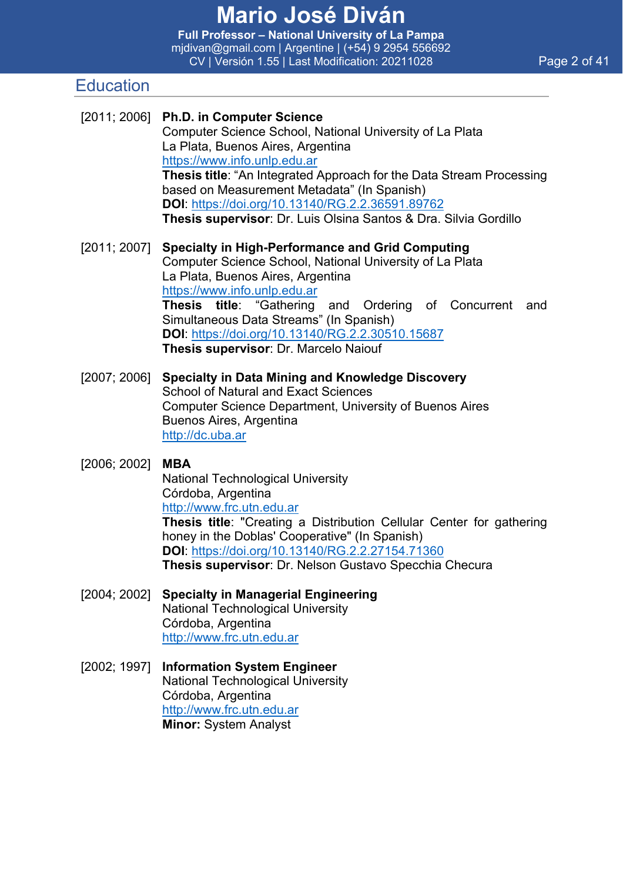## Education

[2011; 2006] **Ph.D. in Computer Science**
Computer Science School, National University of La Plata
La Plata, Buenos Aires, Argentina
https://www.info.unlp.edu.ar
**Thesis title**: "An Integrated Approach for the Data Stream Processing based on Measurement Metadata" (In Spanish)
**DOI**: https://doi.org/10.13140/RG.2.2.36591.89762
**Thesis supervisor**: Dr. Luis Olsina Santos & Dra. Silvia Gordillo

[2011; 2007] **Specialty in High-Performance and Grid Computing**
Computer Science School, National University of La Plata
La Plata, Buenos Aires, Argentina
https://www.info.unlp.edu.ar
**Thesis title**: "Gathering and Ordering of Concurrent and Simultaneous Data Streams" (In Spanish)
**DOI**: https://doi.org/10.13140/RG.2.2.30510.15687
**Thesis supervisor**: Dr. Marcelo Naiouf

[2007; 2006] **Specialty in Data Mining and Knowledge Discovery**
School of Natural and Exact Sciences
Computer Science Department, University of Buenos Aires
Buenos Aires, Argentina
http://dc.uba.ar

[2006; 2002] **MBA**
National Technological University
Córdoba, Argentina
http://www.frc.utn.edu.ar
**Thesis title**: "Creating a Distribution Cellular Center for gathering honey in the Doblas' Cooperative" (In Spanish)
**DOI**: https://doi.org/10.13140/RG.2.2.27154.71360
**Thesis supervisor**: Dr. Nelson Gustavo Specchia Checura

[2004; 2002] **Specialty in Managerial Engineering**
National Technological University
Córdoba, Argentina
http://www.frc.utn.edu.ar

[2002; 1997] **Information System Engineer**
National Technological University
Córdoba, Argentina
http://www.frc.utn.edu.ar
**Minor:** System Analyst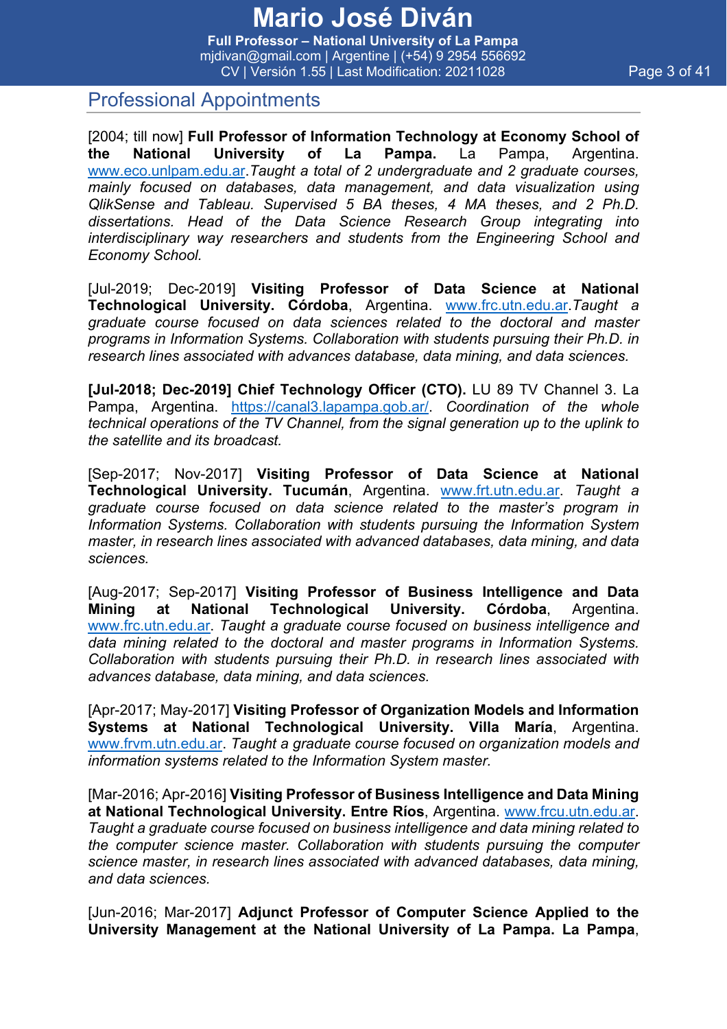## Professional Appointments

[2004; till now] **Full Professor of Information Technology at Economy School of the National University of La Pampa.** La Pampa, Argentina. www.eco.unlpam.edu.ar.*Taught a total of 2 undergraduate and 2 graduate courses, mainly focused on databases, data management, and data visualization using QlikSense and Tableau. Supervised 5 BA theses, 4 MA theses, and 2 Ph.D. dissertations. Head of the Data Science Research Group integrating into interdisciplinary way researchers and students from the Engineering School and Economy School.*

[Jul-2019; Dec-2019] **Visiting Professor of Data Science at National Technological University. Córdoba**, Argentina. www.frc.utn.edu.ar.*Taught a graduate course focused on data sciences related to the doctoral and master programs in Information Systems. Collaboration with students pursuing their Ph.D. in research lines associated with advances database, data mining, and data sciences.*

**[Jul-2018; Dec-2019] Chief Technology Officer (CTO).** LU 89 TV Channel 3. La Pampa, Argentina. https://canal3.lapampa.gob.ar/. *Coordination of the whole technical operations of the TV Channel, from the signal generation up to the uplink to the satellite and its broadcast.*

[Sep-2017; Nov-2017] **Visiting Professor of Data Science at National Technological University. Tucumán**, Argentina. www.frt.utn.edu.ar. *Taught a graduate course focused on data science related to the master's program in Information Systems. Collaboration with students pursuing the Information System master, in research lines associated with advanced databases, data mining, and data sciences.*

[Aug-2017; Sep-2017] **Visiting Professor of Business Intelligence and Data Mining at National Technological University. Córdoba**, Argentina. www.frc.utn.edu.ar. *Taught a graduate course focused on business intelligence and data mining related to the doctoral and master programs in Information Systems. Collaboration with students pursuing their Ph.D. in research lines associated with advances database, data mining, and data sciences.*

[Apr-2017; May-2017] **Visiting Professor of Organization Models and Information Systems at National Technological University. Villa María**, Argentina. www.frvm.utn.edu.ar. *Taught a graduate course focused on organization models and information systems related to the Information System master.*

[Mar-2016; Apr-2016] **Visiting Professor of Business Intelligence and Data Mining at National Technological University. Entre Ríos**, Argentina. www.frcu.utn.edu.ar. *Taught a graduate course focused on business intelligence and data mining related to the computer science master. Collaboration with students pursuing the computer science master, in research lines associated with advanced databases, data mining, and data sciences.*

[Jun-2016; Mar-2017] **Adjunct Professor of Computer Science Applied to the University Management at the National University of La Pampa. La Pampa**,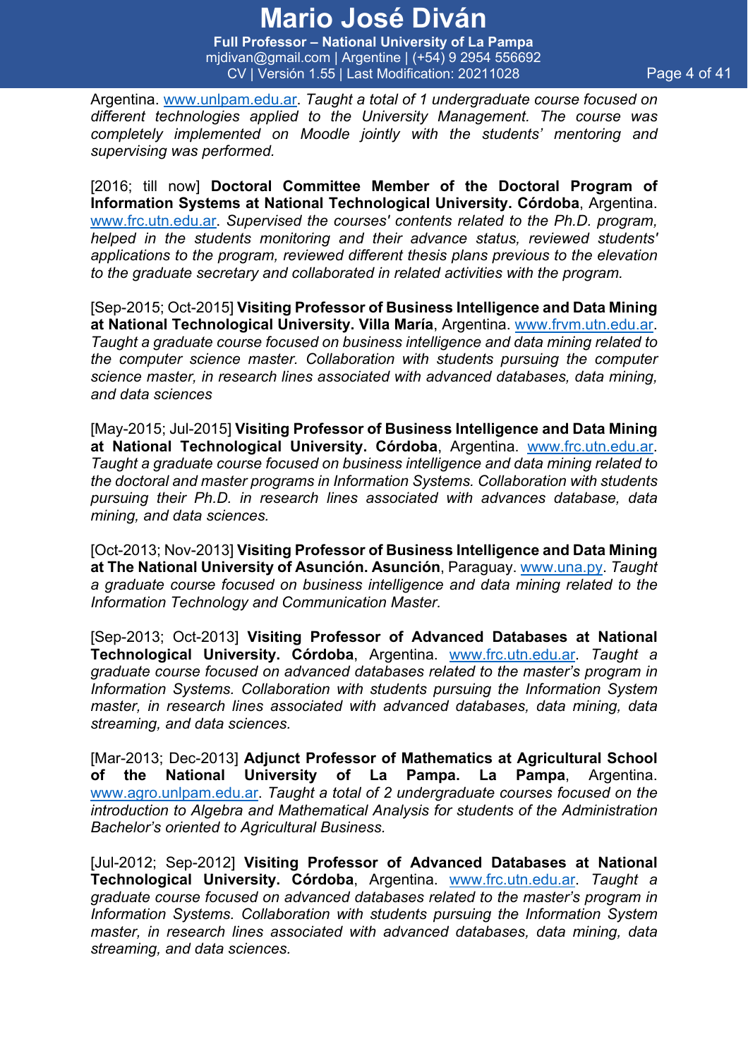Argentina. www.unlpam.edu.ar. *Taught a total of 1 undergraduate course focused on different technologies applied to the University Management. The course was completely implemented on Moodle jointly with the students' mentoring and supervising was performed.*

[2016; till now] **Doctoral Committee Member of the Doctoral Program of Information Systems at National Technological University. Córdoba**, Argentina. www.frc.utn.edu.ar. *Supervised the courses' contents related to the Ph.D. program, helped in the students monitoring and their advance status, reviewed students' applications to the program, reviewed different thesis plans previous to the elevation to the graduate secretary and collaborated in related activities with the program.*

[Sep-2015; Oct-2015] **Visiting Professor of Business Intelligence and Data Mining at National Technological University. Villa María**, Argentina. www.frvm.utn.edu.ar. *Taught a graduate course focused on business intelligence and data mining related to the computer science master. Collaboration with students pursuing the computer science master, in research lines associated with advanced databases, data mining, and data sciences*

[May-2015; Jul-2015] **Visiting Professor of Business Intelligence and Data Mining at National Technological University. Córdoba**, Argentina. www.frc.utn.edu.ar. *Taught a graduate course focused on business intelligence and data mining related to the doctoral and master programs in Information Systems. Collaboration with students pursuing their Ph.D. in research lines associated with advances database, data mining, and data sciences.*

[Oct-2013; Nov-2013] **Visiting Professor of Business Intelligence and Data Mining at The National University of Asunción. Asunción**, Paraguay. www.una.py. *Taught a graduate course focused on business intelligence and data mining related to the Information Technology and Communication Master.*

[Sep-2013; Oct-2013] **Visiting Professor of Advanced Databases at National Technological University. Córdoba**, Argentina. www.frc.utn.edu.ar. *Taught a graduate course focused on advanced databases related to the master's program in Information Systems. Collaboration with students pursuing the Information System master, in research lines associated with advanced databases, data mining, data streaming, and data sciences.*

[Mar-2013; Dec-2013] **Adjunct Professor of Mathematics at Agricultural School of the National University of La Pampa. La Pampa**, Argentina. www.agro.unlpam.edu.ar. *Taught a total of 2 undergraduate courses focused on the introduction to Algebra and Mathematical Analysis for students of the Administration Bachelor's oriented to Agricultural Business.*

[Jul-2012; Sep-2012] **Visiting Professor of Advanced Databases at National Technological University. Córdoba**, Argentina. www.frc.utn.edu.ar. *Taught a graduate course focused on advanced databases related to the master's program in Information Systems. Collaboration with students pursuing the Information System master, in research lines associated with advanced databases, data mining, data streaming, and data sciences.*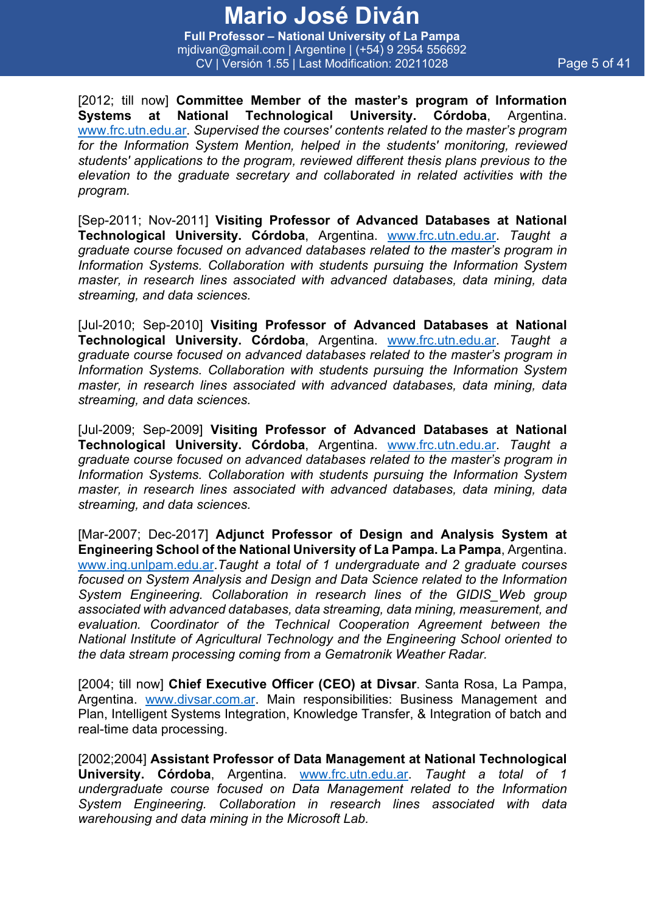[2012; till now] **Committee Member of the master's program of Information Systems at National Technological University. Córdoba**, Argentina. www.frc.utn.edu.ar. *Supervised the courses' contents related to the master's program for the Information System Mention, helped in the students' monitoring, reviewed students' applications to the program, reviewed different thesis plans previous to the elevation to the graduate secretary and collaborated in related activities with the program.*

[Sep-2011; Nov-2011] **Visiting Professor of Advanced Databases at National Technological University. Córdoba**, Argentina. www.frc.utn.edu.ar. *Taught a graduate course focused on advanced databases related to the master's program in Information Systems. Collaboration with students pursuing the Information System master, in research lines associated with advanced databases, data mining, data streaming, and data sciences.*

[Jul-2010; Sep-2010] **Visiting Professor of Advanced Databases at National Technological University. Córdoba**, Argentina. www.frc.utn.edu.ar. *Taught a graduate course focused on advanced databases related to the master's program in Information Systems. Collaboration with students pursuing the Information System master, in research lines associated with advanced databases, data mining, data streaming, and data sciences.*

[Jul-2009; Sep-2009] **Visiting Professor of Advanced Databases at National Technological University. Córdoba**, Argentina. www.frc.utn.edu.ar. *Taught a graduate course focused on advanced databases related to the master's program in Information Systems. Collaboration with students pursuing the Information System master, in research lines associated with advanced databases, data mining, data streaming, and data sciences.*

[Mar-2007; Dec-2017] **Adjunct Professor of Design and Analysis System at Engineering School of the National University of La Pampa. La Pampa**, Argentina. www.ing.unlpam.edu.ar.*Taught a total of 1 undergraduate and 2 graduate courses focused on System Analysis and Design and Data Science related to the Information System Engineering. Collaboration in research lines of the GIDIS_Web group associated with advanced databases, data streaming, data mining, measurement, and evaluation. Coordinator of the Technical Cooperation Agreement between the National Institute of Agricultural Technology and the Engineering School oriented to the data stream processing coming from a Gematronik Weather Radar.*

[2004; till now] **Chief Executive Officer (CEO) at Divsar**. Santa Rosa, La Pampa, Argentina. www.divsar.com.ar. Main responsibilities: Business Management and Plan, Intelligent Systems Integration, Knowledge Transfer, & Integration of batch and real-time data processing.

[2002;2004] **Assistant Professor of Data Management at National Technological University. Córdoba**, Argentina. www.frc.utn.edu.ar. *Taught a total of 1 undergraduate course focused on Data Management related to the Information System Engineering. Collaboration in research lines associated with data warehousing and data mining in the Microsoft Lab.*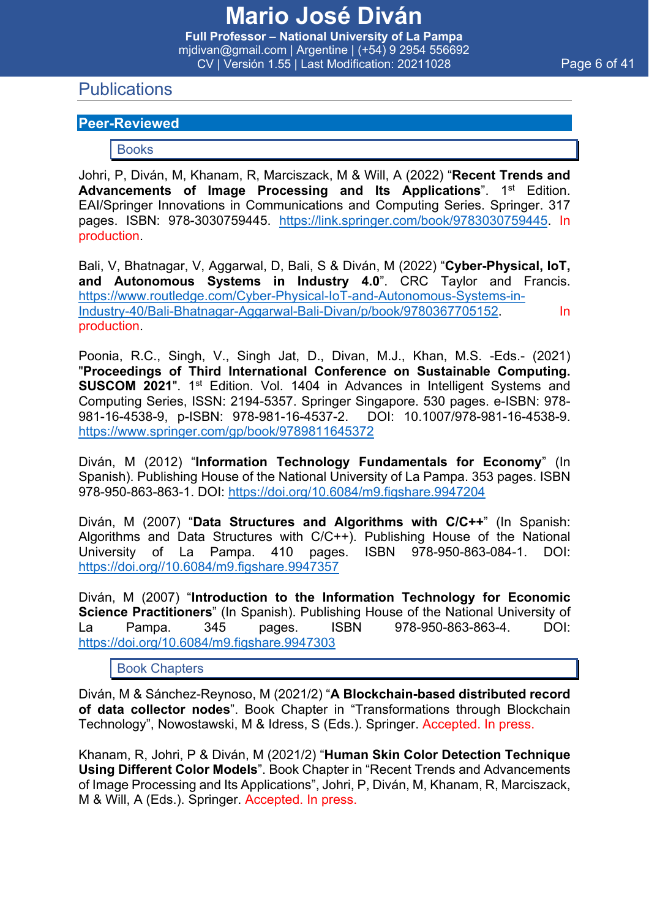## Publications

### Peer-Reviewed

#### Books

Johri, P, Diván, M, Khanam, R, Marcisczack, M & Will, A (2022) "**Recent Trends and Advancements of Image Processing and Its Applications**". 1st Edition. EAI/Springer Innovations in Communications and Computing Series. Springer. 317 pages. ISBN: 978-3030759445. https://link.springer.com/book/9783030759445. In production.

Bali, V, Bhatnagar, V, Aggarwal, D, Bali, S & Diván, M (2022) "**Cyber-Physical, IoT, and Autonomous Systems in Industry 4.0**". CRC Taylor and Francis. https://www.routledge.com/Cyber-Physical-IoT-and-Autonomous-Systems-in-Industry-40/Bali-Bhatnagar-Aggarwal-Bali-Divan/p/book/9780367705152. In production.

Poonia, R.C., Singh, V., Singh Jat, D., Divan, M.J., Khan, M.S. -Eds.- (2021) "**Proceedings of Third International Conference on Sustainable Computing. SUSCOM 2021**". 1st Edition. Vol. 1404 in Advances in Intelligent Systems and Computing Series, ISSN: 2194-5357. Springer Singapore. 530 pages. e-ISBN: 978-981-16-4538-9, p-ISBN: 978-981-16-4537-2. DOI: 10.1007/978-981-16-4538-9. https://www.springer.com/gp/book/9789811645372

Diván, M (2012) "**Information Technology Fundamentals for Economy**" (In Spanish). Publishing House of the National University of La Pampa. 353 pages. ISBN 978-950-863-863-1. DOI: https://doi.org/10.6084/m9.figshare.9947204

Diván, M (2007) "**Data Structures and Algorithms with C/C++**" (In Spanish: Algorithms and Data Structures with C/C++). Publishing House of the National University of La Pampa. 410 pages. ISBN 978-950-863-084-1. DOI: https://doi.org//10.6084/m9.figshare.9947357

Diván, M (2007) "**Introduction to the Information Technology for Economic Science Practitioners**" (In Spanish). Publishing House of the National University of La Pampa. 345 pages. ISBN 978-950-863-863-4. DOI: https://doi.org/10.6084/m9.figshare.9947303

#### Book Chapters

Diván, M & Sánchez-Reynoso, M (2021/2) "**A Blockchain-based distributed record of data collector nodes**". Book Chapter in "Transformations through Blockchain Technology", Nowostawski, M & Idress, S (Eds.). Springer. Accepted. In press.

Khanam, R, Johri, P & Diván, M (2021/2) "**Human Skin Color Detection Technique Using Different Color Models**". Book Chapter in "Recent Trends and Advancements of Image Processing and Its Applications", Johri, P, Diván, M, Khanam, R, Marcisczack, M & Will, A (Eds.). Springer. Accepted. In press.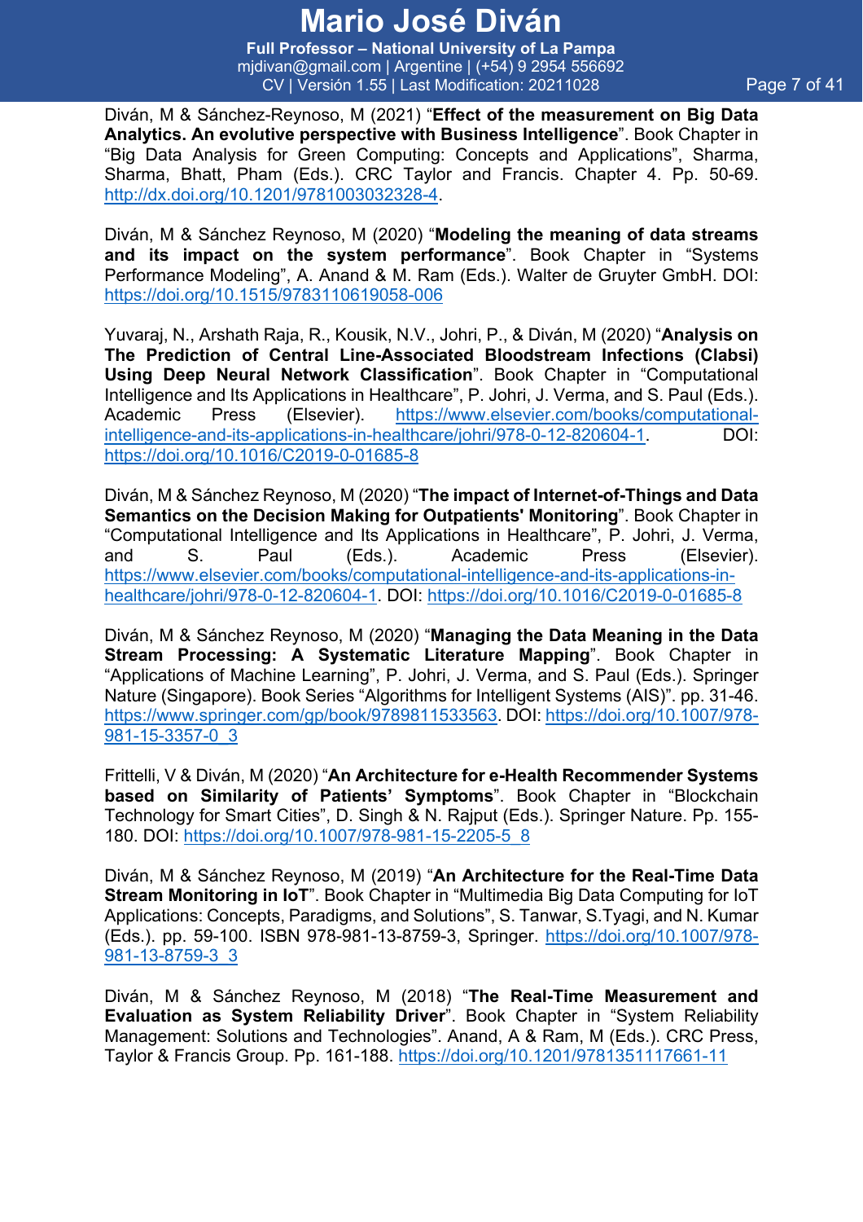Diván, M & Sánchez-Reynoso, M (2021) "**Effect of the measurement on Big Data Analytics. An evolutive perspective with Business Intelligence**". Book Chapter in "Big Data Analysis for Green Computing: Concepts and Applications", Sharma, Sharma, Bhatt, Pham (Eds.). CRC Taylor and Francis. Chapter 4. Pp. 50-69. http://dx.doi.org/10.1201/9781003032328-4.

Diván, M & Sánchez Reynoso, M (2020) "**Modeling the meaning of data streams and its impact on the system performance**". Book Chapter in "Systems Performance Modeling", A. Anand & M. Ram (Eds.). Walter de Gruyter GmbH. DOI: https://doi.org/10.1515/9783110619058-006

Yuvaraj, N., Arshath Raja, R., Kousik, N.V., Johri, P., & Diván, M (2020) "**Analysis on The Prediction of Central Line-Associated Bloodstream Infections (Clabsi) Using Deep Neural Network Classification**". Book Chapter in "Computational Intelligence and Its Applications in Healthcare", P. Johri, J. Verma, and S. Paul (Eds.). Academic Press (Elsevier). https://www.elsevier.com/books/computational-intelligence-and-its-applications-in-healthcare/johri/978-0-12-820604-1. DOI: https://doi.org/10.1016/C2019-0-01685-8

Diván, M & Sánchez Reynoso, M (2020) "**The impact of Internet-of-Things and Data Semantics on the Decision Making for Outpatients' Monitoring**". Book Chapter in "Computational Intelligence and Its Applications in Healthcare", P. Johri, J. Verma, and S. Paul (Eds.). Academic Press (Elsevier). https://www.elsevier.com/books/computational-intelligence-and-its-applications-in-healthcare/johri/978-0-12-820604-1. DOI: https://doi.org/10.1016/C2019-0-01685-8

Diván, M & Sánchez Reynoso, M (2020) "**Managing the Data Meaning in the Data Stream Processing: A Systematic Literature Mapping**". Book Chapter in "Applications of Machine Learning", P. Johri, J. Verma, and S. Paul (Eds.). Springer Nature (Singapore). Book Series "Algorithms for Intelligent Systems (AIS)". pp. 31-46. https://www.springer.com/gp/book/9789811533563. DOI: https://doi.org/10.1007/978-981-15-3357-0_3

Frittelli, V & Diván, M (2020) "**An Architecture for e-Health Recommender Systems based on Similarity of Patients' Symptoms**". Book Chapter in "Blockchain Technology for Smart Cities", D. Singh & N. Rajput (Eds.). Springer Nature. Pp. 155-180. DOI: https://doi.org/10.1007/978-981-15-2205-5_8

Diván, M & Sánchez Reynoso, M (2019) "**An Architecture for the Real-Time Data Stream Monitoring in IoT**". Book Chapter in "Multimedia Big Data Computing for IoT Applications: Concepts, Paradigms, and Solutions", S. Tanwar, S.Tyagi, and N. Kumar (Eds.). pp. 59-100. ISBN 978-981-13-8759-3, Springer. https://doi.org/10.1007/978-981-13-8759-3_3

Diván, M & Sánchez Reynoso, M (2018) "**The Real-Time Measurement and Evaluation as System Reliability Driver**". Book Chapter in "System Reliability Management: Solutions and Technologies". Anand, A & Ram, M (Eds.). CRC Press, Taylor & Francis Group. Pp. 161-188. https://doi.org/10.1201/9781351117661-11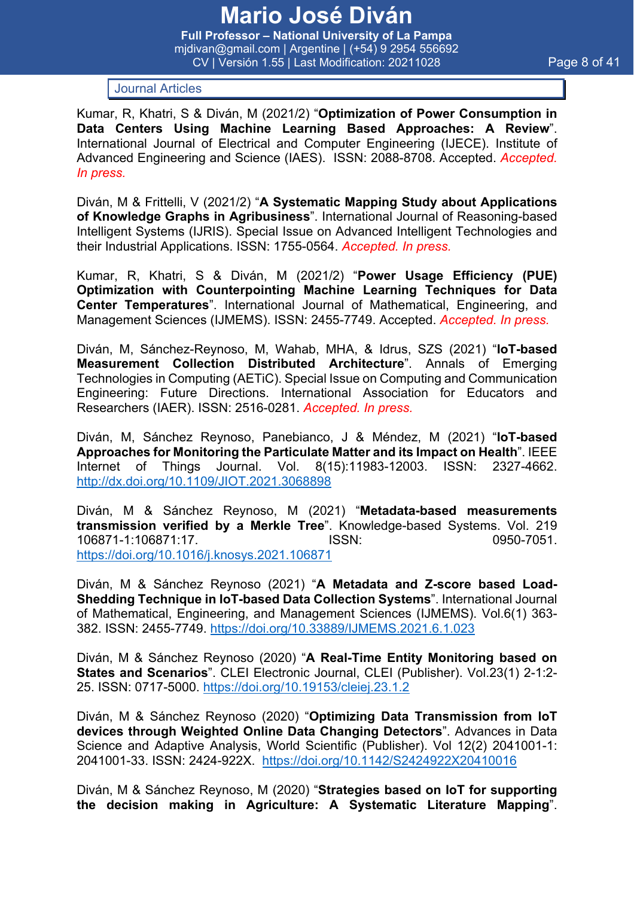## Journal Articles

Kumar, R, Khatri, S & Diván, M (2021/2) "**Optimization of Power Consumption in Data Centers Using Machine Learning Based Approaches: A Review**". International Journal of Electrical and Computer Engineering (IJECE). Institute of Advanced Engineering and Science (IAES). ISSN: 2088-8708. Accepted. *Accepted. In press.*

Diván, M & Frittelli, V (2021/2) "**A Systematic Mapping Study about Applications of Knowledge Graphs in Agribusiness**". International Journal of Reasoning-based Intelligent Systems (IJRIS). Special Issue on Advanced Intelligent Technologies and their Industrial Applications. ISSN: 1755-0564. *Accepted. In press.*

Kumar, R, Khatri, S & Diván, M (2021/2) "**Power Usage Efficiency (PUE) Optimization with Counterpointing Machine Learning Techniques for Data Center Temperatures**". International Journal of Mathematical, Engineering, and Management Sciences (IJMEMS). ISSN: 2455-7749. Accepted. *Accepted. In press.*

Diván, M, Sánchez-Reynoso, M, Wahab, MHA, & Idrus, SZS (2021) "**IoT-based Measurement Collection Distributed Architecture**". Annals of Emerging Technologies in Computing (AETiC). Special Issue on Computing and Communication Engineering: Future Directions. International Association for Educators and Researchers (IAER). ISSN: 2516-0281. *Accepted. In press.*

Diván, M, Sánchez Reynoso, Panebianco, J & Méndez, M (2021) "**IoT-based Approaches for Monitoring the Particulate Matter and its Impact on Health**". IEEE Internet of Things Journal. Vol. 8(15):11983-12003. ISSN: 2327-4662. http://dx.doi.org/10.1109/JIOT.2021.3068898

Diván, M & Sánchez Reynoso, M (2021) "**Metadata-based measurements transmission verified by a Merkle Tree**". Knowledge-based Systems. Vol. 219 106871-1:106871:17. ISSN: 0950-7051. https://doi.org/10.1016/j.knosys.2021.106871

Diván, M & Sánchez Reynoso (2021) "**A Metadata and Z-score based Load-Shedding Technique in IoT-based Data Collection Systems**". International Journal of Mathematical, Engineering, and Management Sciences (IJMEMS). Vol.6(1) 363-382. ISSN: 2455-7749. https://doi.org/10.33889/IJMEMS.2021.6.1.023

Diván, M & Sánchez Reynoso (2020) "**A Real-Time Entity Monitoring based on States and Scenarios**". CLEI Electronic Journal, CLEI (Publisher). Vol.23(1) 2-1:2-25. ISSN: 0717-5000. https://doi.org/10.19153/cleiej.23.1.2

Diván, M & Sánchez Reynoso (2020) "**Optimizing Data Transmission from IoT devices through Weighted Online Data Changing Detectors**". Advances in Data Science and Adaptive Analysis, World Scientific (Publisher). Vol 12(2) 2041001-1: 2041001-33. ISSN: 2424-922X. https://doi.org/10.1142/S2424922X20410016

Diván, M & Sánchez Reynoso, M (2020) "**Strategies based on IoT for supporting the decision making in Agriculture: A Systematic Literature Mapping**".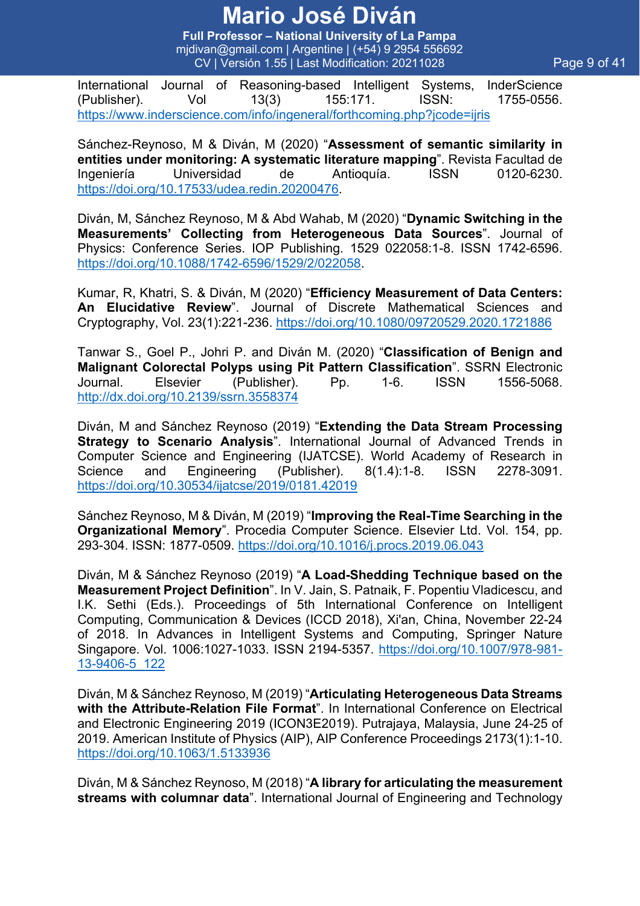International Journal of Reasoning-based Intelligent Systems, InderScience (Publisher). Vol 13(3) 155:171. ISSN: 1755-0556. https://www.inderscience.com/info/ingeneral/forthcoming.php?jcode=ijris

Sánchez-Reynoso, M & Diván, M (2020) "**Assessment of semantic similarity in entities under monitoring: A systematic literature mapping**". Revista Facultad de Ingeniería Universidad de Antioquía. ISSN 0120-6230. https://doi.org/10.17533/udea.redin.20200476.

Diván, M, Sánchez Reynoso, M & Abd Wahab, M (2020) "**Dynamic Switching in the Measurements' Collecting from Heterogeneous Data Sources**". Journal of Physics: Conference Series. IOP Publishing. 1529 022058:1-8. ISSN 1742-6596. https://doi.org/10.1088/1742-6596/1529/2/022058.

Kumar, R, Khatri, S. & Diván, M (2020) "**Efficiency Measurement of Data Centers: An Elucidative Review**". Journal of Discrete Mathematical Sciences and Cryptography, Vol. 23(1):221-236. https://doi.org/10.1080/09720529.2020.1721886

Tanwar S., Goel P., Johri P. and Diván M. (2020) "**Classification of Benign and Malignant Colorectal Polyps using Pit Pattern Classification**". SSRN Electronic Journal. Elsevier (Publisher). Pp. 1-6. ISSN 1556-5068. http://dx.doi.org/10.2139/ssrn.3558374

Diván, M and Sánchez Reynoso (2019) "**Extending the Data Stream Processing Strategy to Scenario Analysis**". International Journal of Advanced Trends in Computer Science and Engineering (IJATCSE). World Academy of Research in Science and Engineering (Publisher). 8(1.4):1-8. ISSN 2278-3091. https://doi.org/10.30534/ijatcse/2019/0181.42019

Sánchez Reynoso, M & Diván, M (2019) "**Improving the Real-Time Searching in the Organizational Memory**". Procedia Computer Science. Elsevier Ltd. Vol. 154, pp. 293-304. ISSN: 1877-0509. https://doi.org/10.1016/j.procs.2019.06.043

Diván, M & Sánchez Reynoso (2019) "**A Load-Shedding Technique based on the Measurement Project Definition**". In V. Jain, S. Patnaik, F. Popentiu Vladicescu, and I.K. Sethi (Eds.). Proceedings of 5th International Conference on Intelligent Computing, Communication & Devices (ICCD 2018), Xi'an, China, November 22-24 of 2018. In Advances in Intelligent Systems and Computing, Springer Nature Singapore. Vol. 1006:1027-1033. ISSN 2194-5357. https://doi.org/10.1007/978-981-13-9406-5_122

Diván, M & Sánchez Reynoso, M (2019) "**Articulating Heterogeneous Data Streams with the Attribute-Relation File Format**". In International Conference on Electrical and Electronic Engineering 2019 (ICON3E2019). Putrajaya, Malaysia, June 24-25 of 2019. American Institute of Physics (AIP), AIP Conference Proceedings 2173(1):1-10. https://doi.org/10.1063/1.5133936

Diván, M & Sánchez Reynoso, M (2018) "**A library for articulating the measurement streams with columnar data**". International Journal of Engineering and Technology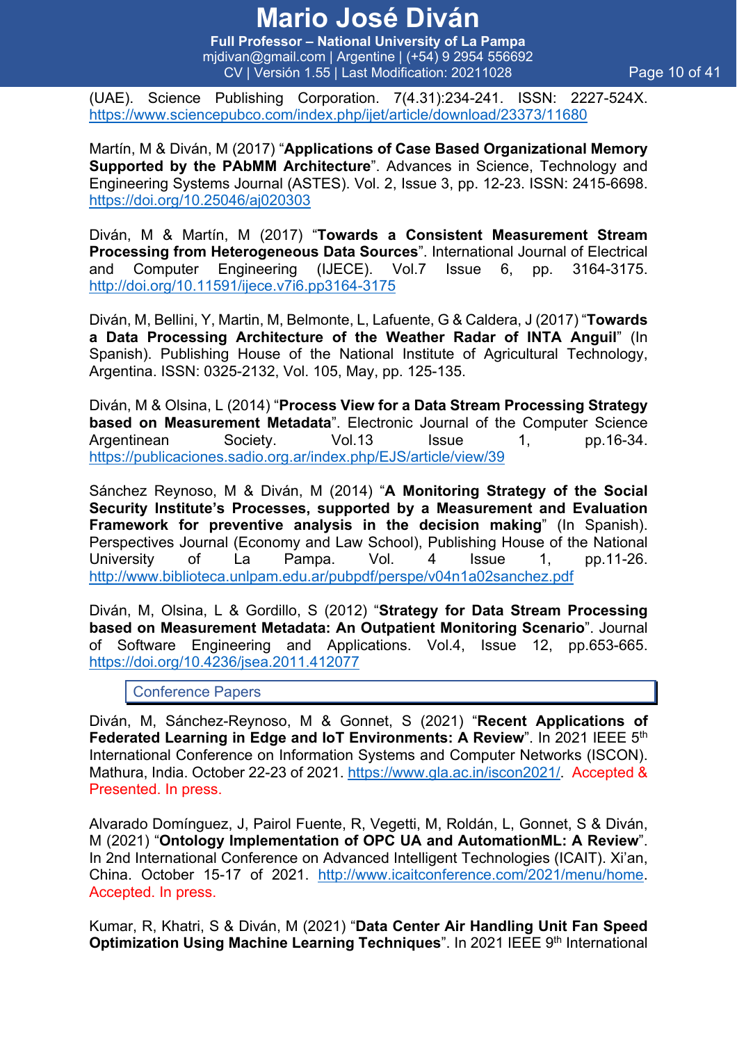(UAE). Science Publishing Corporation. 7(4.31):234-241. ISSN: 2227-524X. https://www.sciencepubco.com/index.php/ijet/article/download/23373/11680

Martín, M & Diván, M (2017) "**Applications of Case Based Organizational Memory Supported by the PAbMM Architecture**". Advances in Science, Technology and Engineering Systems Journal (ASTES). Vol. 2, Issue 3, pp. 12-23. ISSN: 2415-6698. https://doi.org/10.25046/aj020303

Diván, M & Martín, M (2017) "**Towards a Consistent Measurement Stream Processing from Heterogeneous Data Sources**". International Journal of Electrical and Computer Engineering (IJECE). Vol.7 Issue 6, pp. 3164-3175. http://doi.org/10.11591/ijece.v7i6.pp3164-3175

Diván, M, Bellini, Y, Martin, M, Belmonte, L, Lafuente, G & Caldera, J (2017) "**Towards a Data Processing Architecture of the Weather Radar of INTA Anguil**" (In Spanish). Publishing House of the National Institute of Agricultural Technology, Argentina. ISSN: 0325-2132, Vol. 105, May, pp. 125-135.

Diván, M & Olsina, L (2014) "**Process View for a Data Stream Processing Strategy based on Measurement Metadata**". Electronic Journal of the Computer Science Argentinean Society. Vol.13 Issue 1, pp.16-34. https://publicaciones.sadio.org.ar/index.php/EJS/article/view/39

Sánchez Reynoso, M & Diván, M (2014) "**A Monitoring Strategy of the Social Security Institute's Processes, supported by a Measurement and Evaluation Framework for preventive analysis in the decision making**" (In Spanish). Perspectives Journal (Economy and Law School), Publishing House of the National University of La Pampa. Vol. 4 Issue 1, pp.11-26. http://www.biblioteca.unlpam.edu.ar/pubpdf/perspe/v04n1a02sanchez.pdf

Diván, M, Olsina, L & Gordillo, S (2012) "**Strategy for Data Stream Processing based on Measurement Metadata: An Outpatient Monitoring Scenario**". Journal of Software Engineering and Applications. Vol.4, Issue 12, pp.653-665. https://doi.org/10.4236/jsea.2011.412077

## Conference Papers

Diván, M, Sánchez-Reynoso, M & Gonnet, S (2021) "**Recent Applications of Federated Learning in Edge and IoT Environments: A Review**". In 2021 IEEE 5th International Conference on Information Systems and Computer Networks (ISCON). Mathura, India. October 22-23 of 2021. https://www.gla.ac.in/iscon2021/. Accepted & Presented. In press.

Alvarado Domínguez, J, Pairol Fuente, R, Vegetti, M, Roldán, L, Gonnet, S & Diván, M (2021) "**Ontology Implementation of OPC UA and AutomationML: A Review**". In 2nd International Conference on Advanced Intelligent Technologies (ICAIT). Xi'an, China. October 15-17 of 2021. http://www.icaitconference.com/2021/menu/home. Accepted. In press.

Kumar, R, Khatri, S & Diván, M (2021) "**Data Center Air Handling Unit Fan Speed Optimization Using Machine Learning Techniques**". In 2021 IEEE 9th International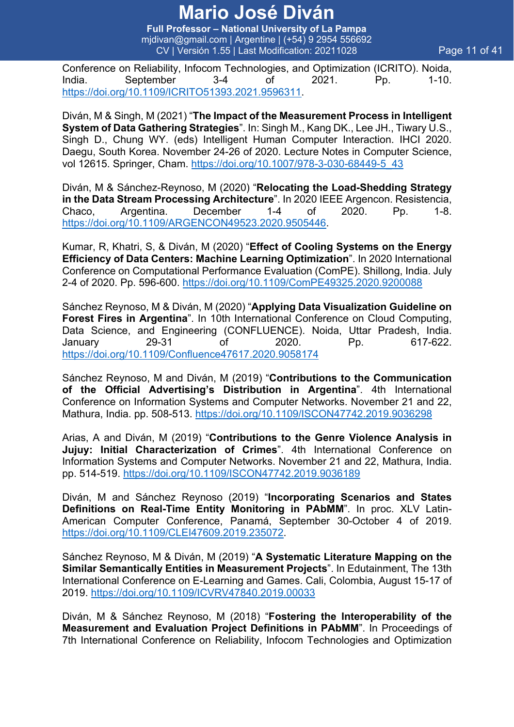Conference on Reliability, Infocom Technologies, and Optimization (ICRITO). Noida, India. September 3-4 of 2021. Pp. 1-10. https://doi.org/10.1109/ICRITO51393.2021.9596311.

Diván, M & Singh, M (2021) "**The Impact of the Measurement Process in Intelligent System of Data Gathering Strategies**". In: Singh M., Kang DK., Lee JH., Tiwary U.S., Singh D., Chung WY. (eds) Intelligent Human Computer Interaction. IHCI 2020. Daegu, South Korea. November 24-26 of 2020. Lecture Notes in Computer Science, vol 12615. Springer, Cham. https://doi.org/10.1007/978-3-030-68449-5_43

Diván, M & Sánchez-Reynoso, M (2020) "**Relocating the Load-Shedding Strategy in the Data Stream Processing Architecture**". In 2020 IEEE Argencon. Resistencia, Chaco, Argentina. December 1-4 of 2020. Pp. 1-8. https://doi.org/10.1109/ARGENCON49523.2020.9505446.

Kumar, R, Khatri, S, & Diván, M (2020) "**Effect of Cooling Systems on the Energy Efficiency of Data Centers: Machine Learning Optimization**". In 2020 International Conference on Computational Performance Evaluation (ComPE). Shillong, India. July 2-4 of 2020. Pp. 596-600. https://doi.org/10.1109/ComPE49325.2020.9200088

Sánchez Reynoso, M & Diván, M (2020) "**Applying Data Visualization Guideline on Forest Fires in Argentina**". In 10th International Conference on Cloud Computing, Data Science, and Engineering (CONFLUENCE). Noida, Uttar Pradesh, India. January 29-31 of 2020. Pp. 617-622. https://doi.org/10.1109/Confluence47617.2020.9058174

Sánchez Reynoso, M and Diván, M (2019) "**Contributions to the Communication of the Official Advertising's Distribution in Argentina**". 4th International Conference on Information Systems and Computer Networks. November 21 and 22, Mathura, India. pp. 508-513. https://doi.org/10.1109/ISCON47742.2019.9036298

Arias, A and Diván, M (2019) "**Contributions to the Genre Violence Analysis in Jujuy: Initial Characterization of Crimes**". 4th International Conference on Information Systems and Computer Networks. November 21 and 22, Mathura, India. pp. 514-519. https://doi.org/10.1109/ISCON47742.2019.9036189

Diván, M and Sánchez Reynoso (2019) "**Incorporating Scenarios and States Definitions on Real-Time Entity Monitoring in PAbMM**". In proc. XLV Latin-American Computer Conference, Panamá, September 30-October 4 of 2019. https://doi.org/10.1109/CLEI47609.2019.235072.

Sánchez Reynoso, M & Diván, M (2019) "**A Systematic Literature Mapping on the Similar Semantically Entities in Measurement Projects**". In Edutainment, The 13th International Conference on E-Learning and Games. Cali, Colombia, August 15-17 of 2019. https://doi.org/10.1109/ICVRV47840.2019.00033

Diván, M & Sánchez Reynoso, M (2018) "**Fostering the Interoperability of the Measurement and Evaluation Project Definitions in PAbMM**". In Proceedings of 7th International Conference on Reliability, Infocom Technologies and Optimization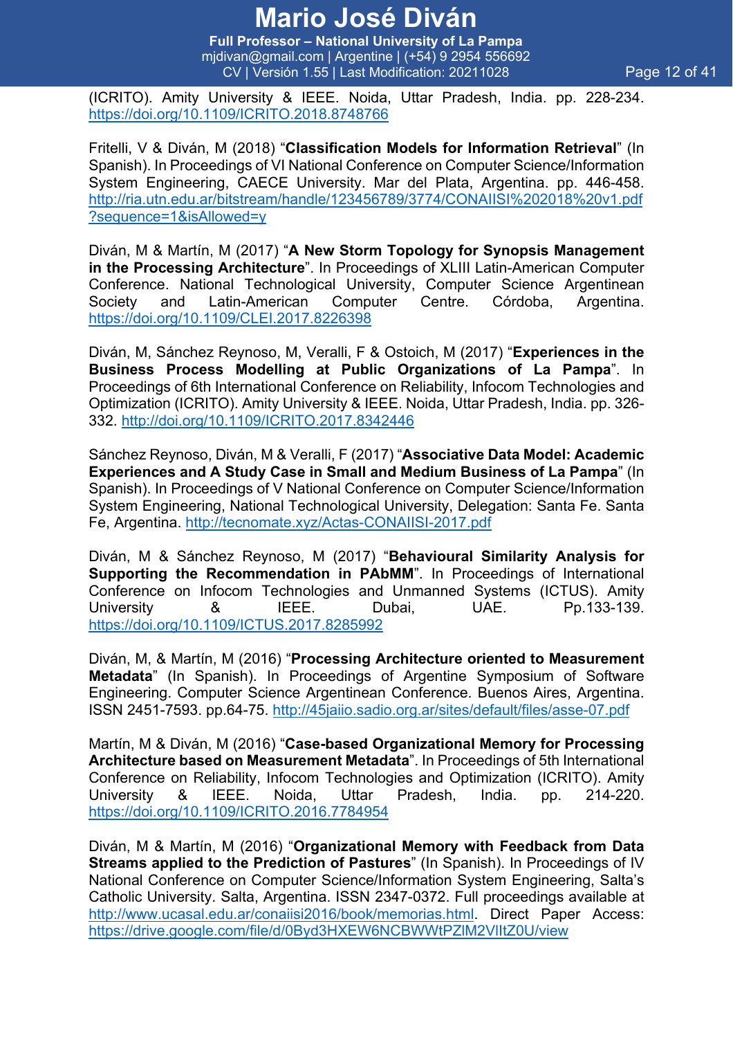(ICRITO). Amity University & IEEE. Noida, Uttar Pradesh, India. pp. 228-234. https://doi.org/10.1109/ICRITO.2018.8748766

Fritelli, V & Diván, M (2018) "**Classification Models for Information Retrieval**" (In Spanish). In Proceedings of VI National Conference on Computer Science/Information System Engineering, CAECE University. Mar del Plata, Argentina. pp. 446-458. http://ria.utn.edu.ar/bitstream/handle/123456789/3774/CONAIISI%202018%20v1.pdf?sequence=1&isAllowed=y

Diván, M & Martín, M (2017) "**A New Storm Topology for Synopsis Management in the Processing Architecture**". In Proceedings of XLIII Latin-American Computer Conference. National Technological University, Computer Science Argentinean Society and Latin-American Computer Centre. Córdoba, Argentina. https://doi.org/10.1109/CLEI.2017.8226398

Diván, M, Sánchez Reynoso, M, Veralli, F & Ostoich, M (2017) "**Experiences in the Business Process Modelling at Public Organizations of La Pampa**". In Proceedings of 6th International Conference on Reliability, Infocom Technologies and Optimization (ICRITO). Amity University & IEEE. Noida, Uttar Pradesh, India. pp. 326-332. http://doi.org/10.1109/ICRITO.2017.8342446

Sánchez Reynoso, Diván, M & Veralli, F (2017) "**Associative Data Model: Academic Experiences and A Study Case in Small and Medium Business of La Pampa**" (In Spanish). In Proceedings of V National Conference on Computer Science/Information System Engineering, National Technological University, Delegation: Santa Fe. Santa Fe, Argentina. http://tecnomate.xyz/Actas-CONAIISI-2017.pdf

Diván, M & Sánchez Reynoso, M (2017) "**Behavioural Similarity Analysis for Supporting the Recommendation in PAbMM**". In Proceedings of International Conference on Infocom Technologies and Unmanned Systems (ICTUS). Amity University & IEEE. Dubai, UAE. Pp.133-139. https://doi.org/10.1109/ICTUS.2017.8285992

Diván, M, & Martín, M (2016) "**Processing Architecture oriented to Measurement Metadata**" (In Spanish). In Proceedings of Argentine Symposium of Software Engineering. Computer Science Argentinean Conference. Buenos Aires, Argentina. ISSN 2451-7593. pp.64-75. http://45jaiio.sadio.org.ar/sites/default/files/asse-07.pdf

Martín, M & Diván, M (2016) "**Case-based Organizational Memory for Processing Architecture based on Measurement Metadata**". In Proceedings of 5th International Conference on Reliability, Infocom Technologies and Optimization (ICRITO). Amity University & IEEE. Noida, Uttar Pradesh, India. pp. 214-220. https://doi.org/10.1109/ICRITO.2016.7784954

Diván, M & Martín, M (2016) "**Organizational Memory with Feedback from Data Streams applied to the Prediction of Pastures**" (In Spanish). In Proceedings of IV National Conference on Computer Science/Information System Engineering, Salta's Catholic University. Salta, Argentina. ISSN 2347-0372. Full proceedings available at http://www.ucasal.edu.ar/conaiisi2016/book/memorias.html. Direct Paper Access: https://drive.google.com/file/d/0Byd3HXEW6NCBWWtPZlM2VlltZ0U/view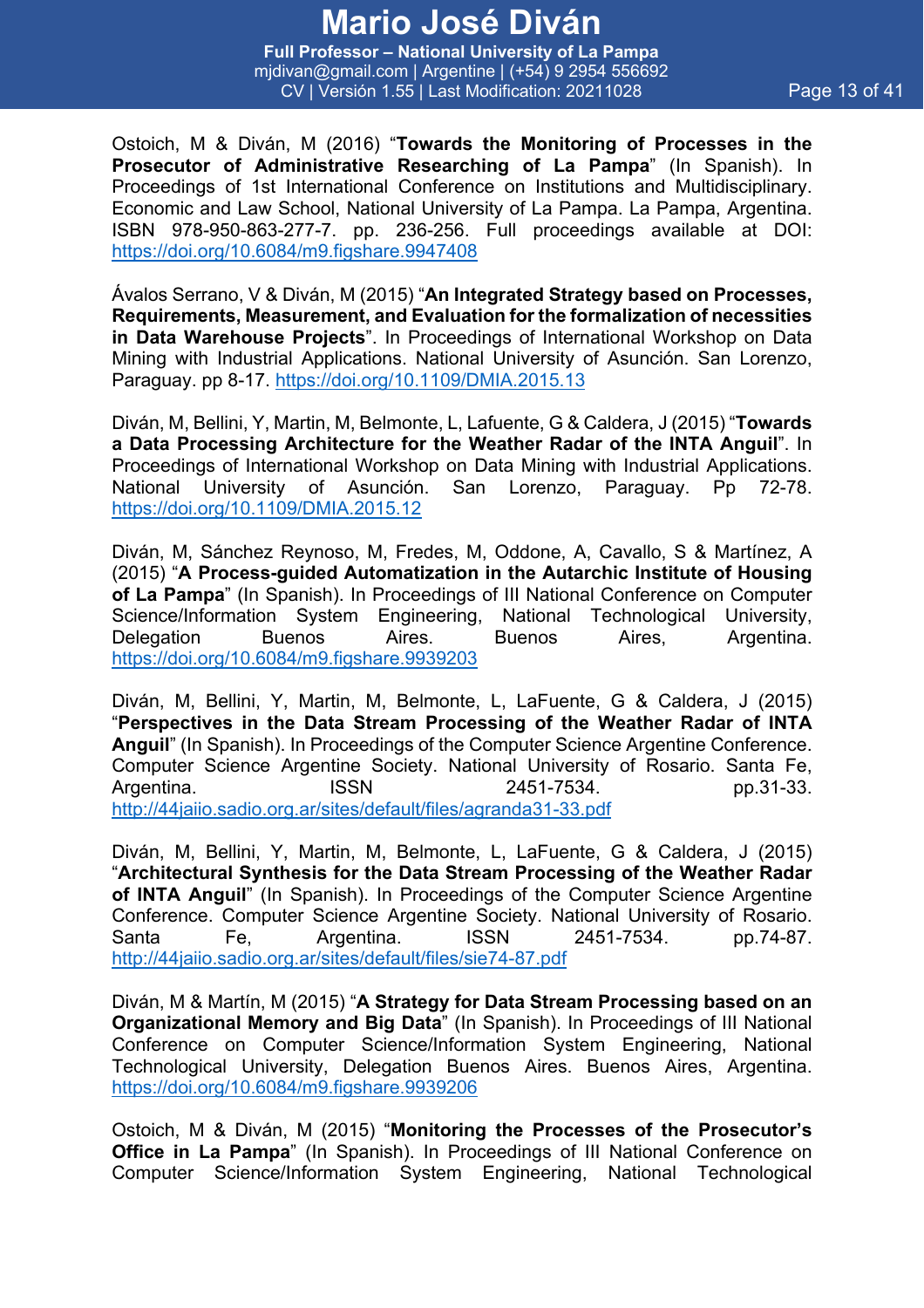Ostoich, M & Diván, M (2016) "**Towards the Monitoring of Processes in the Prosecutor of Administrative Researching of La Pampa**" (In Spanish). In Proceedings of 1st International Conference on Institutions and Multidisciplinary. Economic and Law School, National University of La Pampa. La Pampa, Argentina. ISBN 978-950-863-277-7. pp. 236-256. Full proceedings available at DOI: https://doi.org/10.6084/m9.figshare.9947408

Ávalos Serrano, V & Diván, M (2015) "**An Integrated Strategy based on Processes, Requirements, Measurement, and Evaluation for the formalization of necessities in Data Warehouse Projects**". In Proceedings of International Workshop on Data Mining with Industrial Applications. National University of Asunción. San Lorenzo, Paraguay. pp 8-17. https://doi.org/10.1109/DMIA.2015.13

Diván, M, Bellini, Y, Martin, M, Belmonte, L, Lafuente, G & Caldera, J (2015) "**Towards a Data Processing Architecture for the Weather Radar of the INTA Anguil**". In Proceedings of International Workshop on Data Mining with Industrial Applications. National University of Asunción. San Lorenzo, Paraguay. Pp 72-78. https://doi.org/10.1109/DMIA.2015.12

Diván, M, Sánchez Reynoso, M, Fredes, M, Oddone, A, Cavallo, S & Martínez, A (2015) "**A Process-guided Automatization in the Autarchic Institute of Housing of La Pampa**" (In Spanish). In Proceedings of III National Conference on Computer Science/Information System Engineering, National Technological University, Delegation Buenos Aires. Buenos Aires, Argentina. https://doi.org/10.6084/m9.figshare.9939203

Diván, M, Bellini, Y, Martin, M, Belmonte, L, LaFuente, G & Caldera, J (2015) "**Perspectives in the Data Stream Processing of the Weather Radar of INTA Anguil**" (In Spanish). In Proceedings of the Computer Science Argentine Conference. Computer Science Argentine Society. National University of Rosario. Santa Fe, Argentina. ISSN 2451-7534. pp.31-33. http://44jaiio.sadio.org.ar/sites/default/files/agranda31-33.pdf

Diván, M, Bellini, Y, Martin, M, Belmonte, L, LaFuente, G & Caldera, J (2015) "**Architectural Synthesis for the Data Stream Processing of the Weather Radar of INTA Anguil**" (In Spanish). In Proceedings of the Computer Science Argentine Conference. Computer Science Argentine Society. National University of Rosario. Santa Fe, Argentina. ISSN 2451-7534. pp.74-87. http://44jaiio.sadio.org.ar/sites/default/files/sie74-87.pdf

Diván, M & Martín, M (2015) "**A Strategy for Data Stream Processing based on an Organizational Memory and Big Data**" (In Spanish). In Proceedings of III National Conference on Computer Science/Information System Engineering, National Technological University, Delegation Buenos Aires. Buenos Aires, Argentina. https://doi.org/10.6084/m9.figshare.9939206

Ostoich, M & Diván, M (2015) "**Monitoring the Processes of the Prosecutor's Office in La Pampa**" (In Spanish). In Proceedings of III National Conference on Computer Science/Information System Engineering, National Technological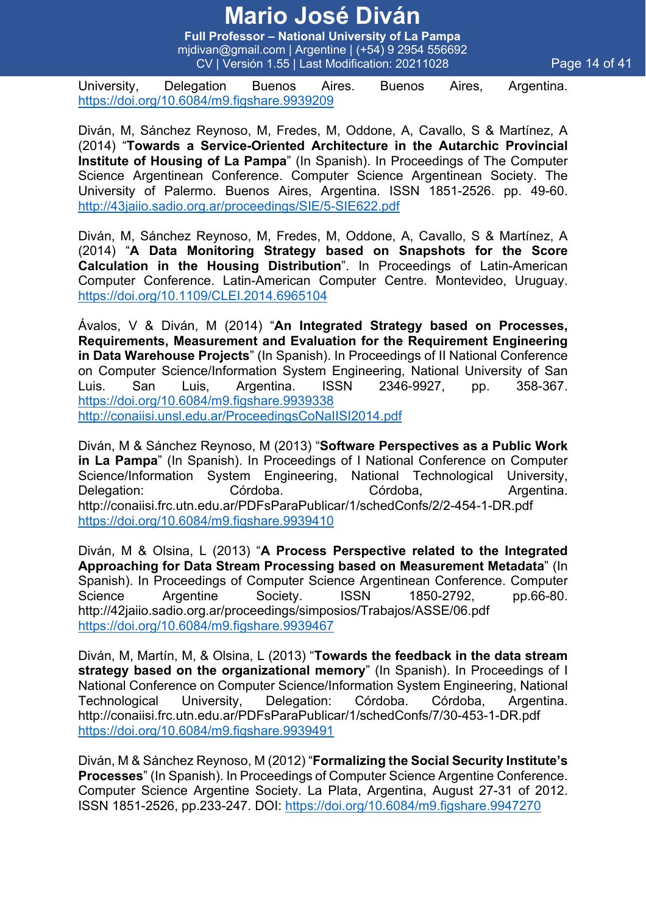University, Delegation Buenos Aires. Buenos Aires, Argentina. https://doi.org/10.6084/m9.figshare.9939209

Diván, M, Sánchez Reynoso, M, Fredes, M, Oddone, A, Cavallo, S & Martínez, A (2014) "**Towards a Service-Oriented Architecture in the Autarchic Provincial Institute of Housing of La Pampa**" (In Spanish). In Proceedings of The Computer Science Argentinean Conference. Computer Science Argentinean Society. The University of Palermo. Buenos Aires, Argentina. ISSN 1851-2526. pp. 49-60. http://43jaiio.sadio.org.ar/proceedings/SIE/5-SIE622.pdf

Diván, M, Sánchez Reynoso, M, Fredes, M, Oddone, A, Cavallo, S & Martínez, A (2014) "**A Data Monitoring Strategy based on Snapshots for the Score Calculation in the Housing Distribution**". In Proceedings of Latin-American Computer Conference. Latin-American Computer Centre. Montevideo, Uruguay. https://doi.org/10.1109/CLEI.2014.6965104

Ávalos, V & Diván, M (2014) "**An Integrated Strategy based on Processes, Requirements, Measurement and Evaluation for the Requirement Engineering in Data Warehouse Projects**" (In Spanish). In Proceedings of II National Conference on Computer Science/Information System Engineering, National University of San Luis. San Luis, Argentina. ISSN 2346-9927, pp. 358-367. https://doi.org/10.6084/m9.figshare.9939338 http://conaiisi.unsl.edu.ar/ProceedingsCoNaIISI2014.pdf

Diván, M & Sánchez Reynoso, M (2013) "**Software Perspectives as a Public Work in La Pampa**" (In Spanish). In Proceedings of I National Conference on Computer Science/Information System Engineering, National Technological University, Delegation: Córdoba. Córdoba, Argentina. http://conaiisi.frc.utn.edu.ar/PDFsParaPublicar/1/schedConfs/2/2-454-1-DR.pdf https://doi.org/10.6084/m9.figshare.9939410

Diván, M & Olsina, L (2013) "**A Process Perspective related to the Integrated Approaching for Data Stream Processing based on Measurement Metadata**" (In Spanish). In Proceedings of Computer Science Argentinean Conference. Computer Science Argentine Society. ISSN 1850-2792, pp.66-80. http://42jaiio.sadio.org.ar/proceedings/simposios/Trabajos/ASSE/06.pdf https://doi.org/10.6084/m9.figshare.9939467

Diván, M, Martín, M, & Olsina, L (2013) "**Towards the feedback in the data stream strategy based on the organizational memory**" (In Spanish). In Proceedings of I National Conference on Computer Science/Information System Engineering, National Technological University, Delegation: Córdoba. Córdoba, Argentina. http://conaiisi.frc.utn.edu.ar/PDFsParaPublicar/1/schedConfs/7/30-453-1-DR.pdf https://doi.org/10.6084/m9.figshare.9939491

Diván, M & Sánchez Reynoso, M (2012) "**Formalizing the Social Security Institute's Processes**" (In Spanish). In Proceedings of Computer Science Argentine Conference. Computer Science Argentine Society. La Plata, Argentina, August 27-31 of 2012. ISSN 1851-2526, pp.233-247. DOI: https://doi.org/10.6084/m9.figshare.9947270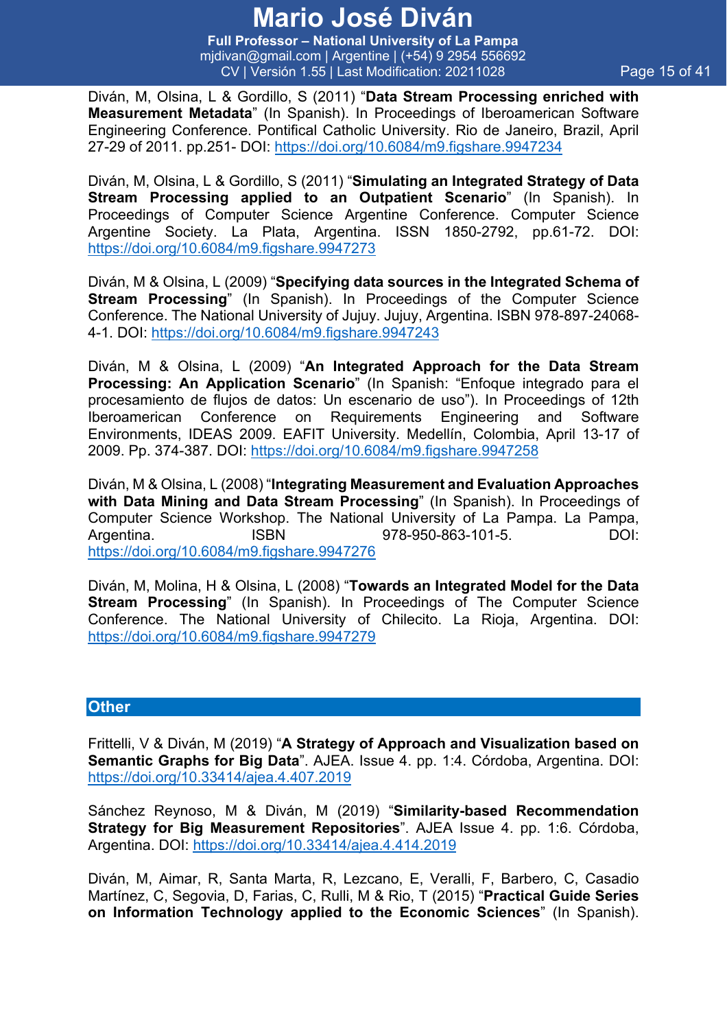Diván, M, Olsina, L & Gordillo, S (2011) "**Data Stream Processing enriched with Measurement Metadata**" (In Spanish). In Proceedings of Iberoamerican Software Engineering Conference. Pontifical Catholic University. Rio de Janeiro, Brazil, April 27-29 of 2011. pp.251- DOI: https://doi.org/10.6084/m9.figshare.9947234

Diván, M, Olsina, L & Gordillo, S (2011) "**Simulating an Integrated Strategy of Data Stream Processing applied to an Outpatient Scenario**" (In Spanish). In Proceedings of Computer Science Argentine Conference. Computer Science Argentine Society. La Plata, Argentina. ISSN 1850-2792, pp.61-72. DOI: https://doi.org/10.6084/m9.figshare.9947273

Diván, M & Olsina, L (2009) "**Specifying data sources in the Integrated Schema of Stream Processing**" (In Spanish). In Proceedings of the Computer Science Conference. The National University of Jujuy. Jujuy, Argentina. ISBN 978-897-24068-4-1. DOI: https://doi.org/10.6084/m9.figshare.9947243

Diván, M & Olsina, L (2009) "**An Integrated Approach for the Data Stream Processing: An Application Scenario**" (In Spanish: "Enfoque integrado para el procesamiento de flujos de datos: Un escenario de uso"). In Proceedings of 12th Iberoamerican Conference on Requirements Engineering and Software Environments, IDEAS 2009. EAFIT University. Medellín, Colombia, April 13-17 of 2009. Pp. 374-387. DOI: https://doi.org/10.6084/m9.figshare.9947258

Diván, M & Olsina, L (2008) "**Integrating Measurement and Evaluation Approaches with Data Mining and Data Stream Processing**" (In Spanish). In Proceedings of Computer Science Workshop. The National University of La Pampa. La Pampa, Argentina. ISBN 978-950-863-101-5. DOI: https://doi.org/10.6084/m9.figshare.9947276

Diván, M, Molina, H & Olsina, L (2008) "**Towards an Integrated Model for the Data Stream Processing**" (In Spanish). In Proceedings of The Computer Science Conference. The National University of Chilecito. La Rioja, Argentina. DOI: https://doi.org/10.6084/m9.figshare.9947279

## Other

Frittelli, V & Diván, M (2019) "**A Strategy of Approach and Visualization based on Semantic Graphs for Big Data**". AJEA. Issue 4. pp. 1:4. Córdoba, Argentina. DOI: https://doi.org/10.33414/ajea.4.407.2019

Sánchez Reynoso, M & Diván, M (2019) "**Similarity-based Recommendation Strategy for Big Measurement Repositories**". AJEA Issue 4. pp. 1:6. Córdoba, Argentina. DOI: https://doi.org/10.33414/ajea.4.414.2019

Diván, M, Aimar, R, Santa Marta, R, Lezcano, E, Veralli, F, Barbero, C, Casadio Martínez, C, Segovia, D, Farias, C, Rulli, M & Rio, T (2015) "**Practical Guide Series on Information Technology applied to the Economic Sciences**" (In Spanish).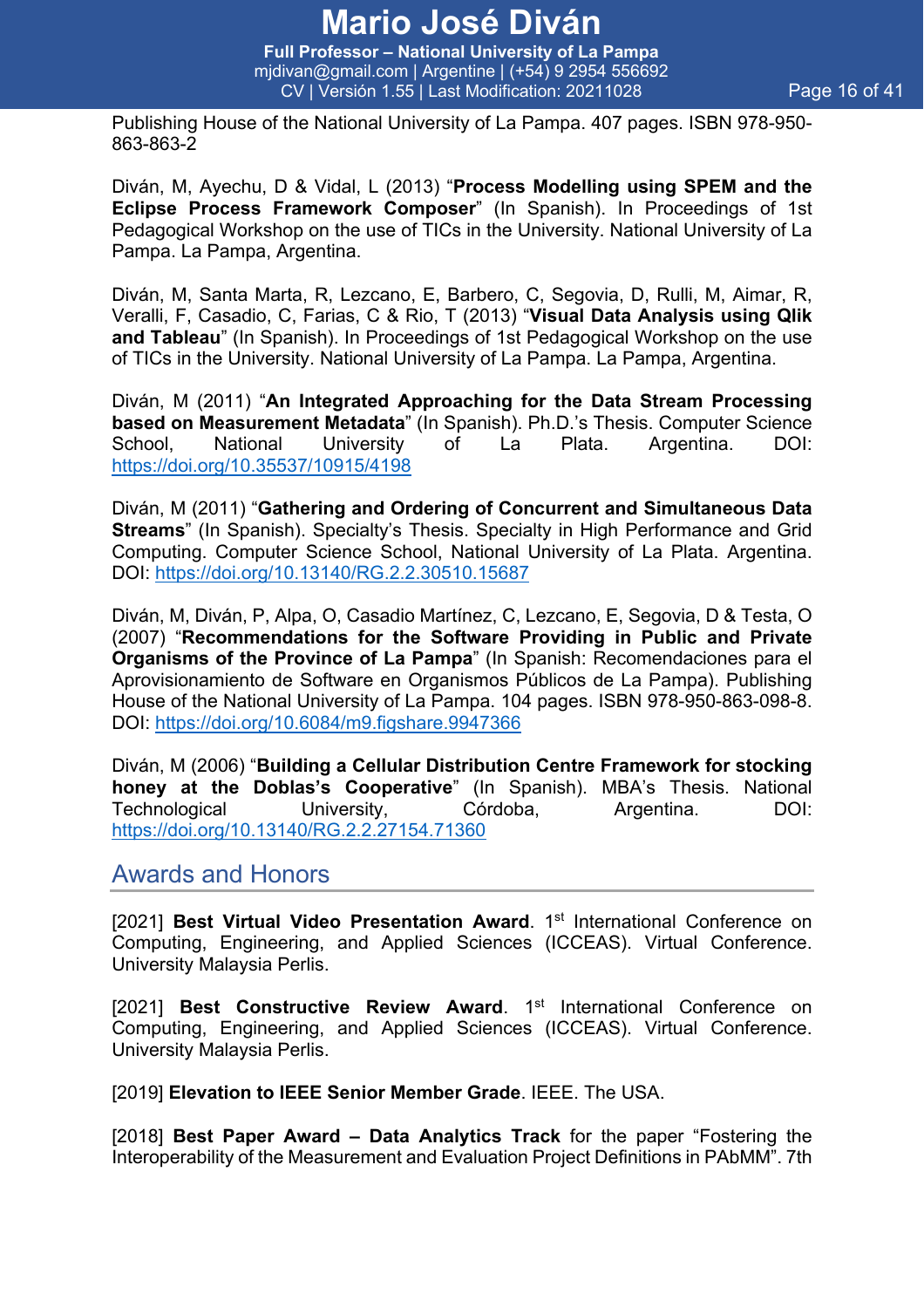Publishing House of the National University of La Pampa. 407 pages. ISBN 978-950-863-863-2

Diván, M, Ayechu, D & Vidal, L (2013) "**Process Modelling using SPEM and the Eclipse Process Framework Composer**" (In Spanish). In Proceedings of 1st Pedagogical Workshop on the use of TICs in the University. National University of La Pampa. La Pampa, Argentina.

Diván, M, Santa Marta, R, Lezcano, E, Barbero, C, Segovia, D, Rulli, M, Aimar, R, Veralli, F, Casadio, C, Farias, C & Rio, T (2013) "**Visual Data Analysis using Qlik and Tableau**" (In Spanish). In Proceedings of 1st Pedagogical Workshop on the use of TICs in the University. National University of La Pampa. La Pampa, Argentina.

Diván, M (2011) "**An Integrated Approaching for the Data Stream Processing based on Measurement Metadata**" (In Spanish). Ph.D.'s Thesis. Computer Science School, National University of La Plata. Argentina. DOI: https://doi.org/10.35537/10915/4198

Diván, M (2011) "**Gathering and Ordering of Concurrent and Simultaneous Data Streams**" (In Spanish). Specialty's Thesis. Specialty in High Performance and Grid Computing. Computer Science School, National University of La Plata. Argentina. DOI: https://doi.org/10.13140/RG.2.2.30510.15687

Diván, M, Diván, P, Alpa, O, Casadio Martínez, C, Lezcano, E, Segovia, D & Testa, O (2007) "**Recommendations for the Software Providing in Public and Private Organisms of the Province of La Pampa**" (In Spanish: Recomendaciones para el Aprovisionamiento de Software en Organismos Públicos de La Pampa). Publishing House of the National University of La Pampa. 104 pages. ISBN 978-950-863-098-8. DOI: https://doi.org/10.6084/m9.figshare.9947366

Diván, M (2006) "**Building a Cellular Distribution Centre Framework for stocking honey at the Doblas's Cooperative**" (In Spanish). MBA's Thesis. National Technological University, Córdoba, Argentina. DOI: https://doi.org/10.13140/RG.2.2.27154.71360

## Awards and Honors

[2021] **Best Virtual Video Presentation Award**. 1st International Conference on Computing, Engineering, and Applied Sciences (ICCEAS). Virtual Conference. University Malaysia Perlis.

[2021] **Best Constructive Review Award**. 1st International Conference on Computing, Engineering, and Applied Sciences (ICCEAS). Virtual Conference. University Malaysia Perlis.

[2019] **Elevation to IEEE Senior Member Grade**. IEEE. The USA.

[2018] **Best Paper Award – Data Analytics Track** for the paper "Fostering the Interoperability of the Measurement and Evaluation Project Definitions in PAbMM". 7th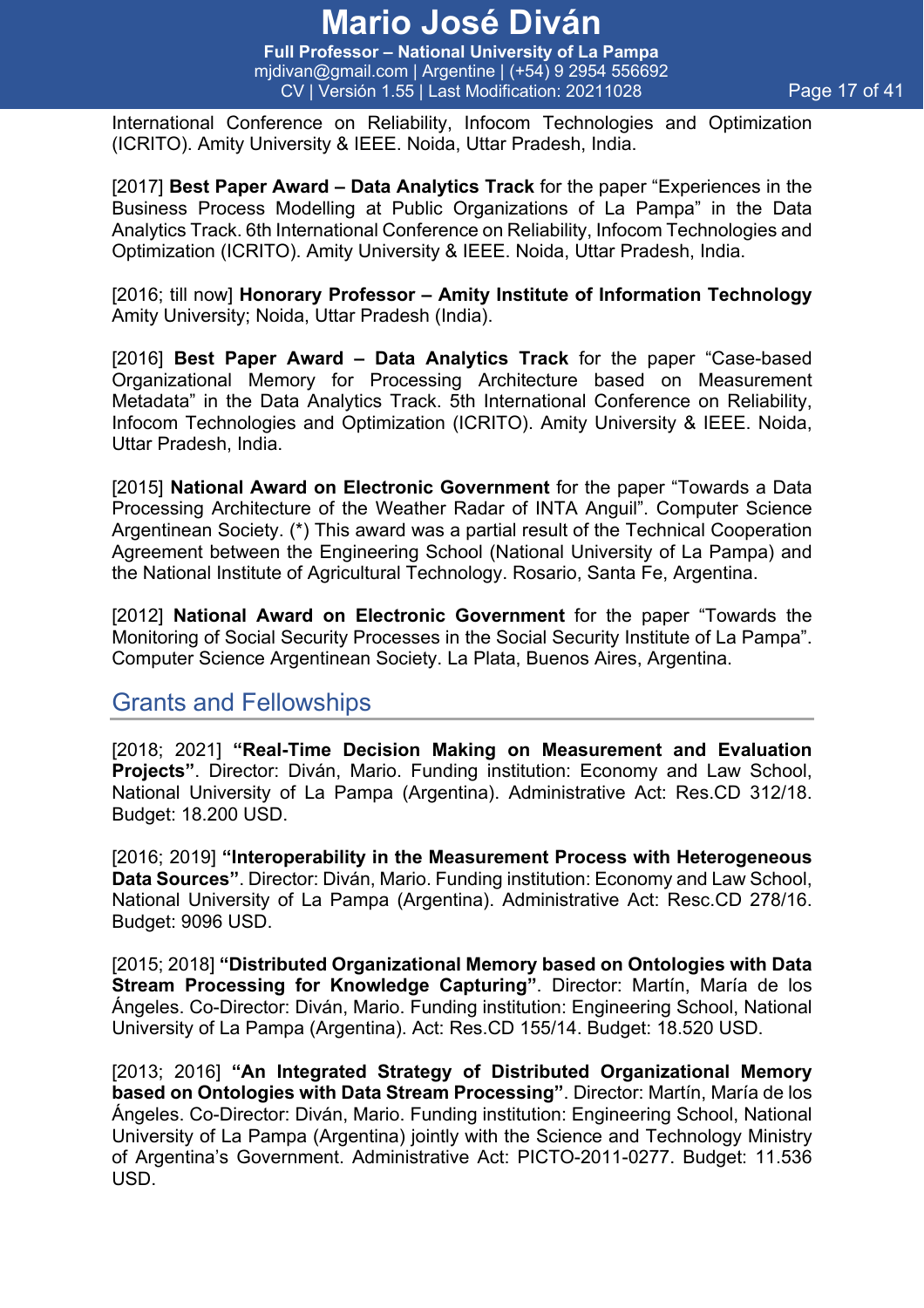International Conference on Reliability, Infocom Technologies and Optimization (ICRITO). Amity University & IEEE. Noida, Uttar Pradesh, India.

[2017] **Best Paper Award – Data Analytics Track** for the paper "Experiences in the Business Process Modelling at Public Organizations of La Pampa" in the Data Analytics Track. 6th International Conference on Reliability, Infocom Technologies and Optimization (ICRITO). Amity University & IEEE. Noida, Uttar Pradesh, India.

[2016; till now] **Honorary Professor – Amity Institute of Information Technology** Amity University; Noida, Uttar Pradesh (India).

[2016] **Best Paper Award – Data Analytics Track** for the paper "Case-based Organizational Memory for Processing Architecture based on Measurement Metadata" in the Data Analytics Track. 5th International Conference on Reliability, Infocom Technologies and Optimization (ICRITO). Amity University & IEEE. Noida, Uttar Pradesh, India.

[2015] **National Award on Electronic Government** for the paper "Towards a Data Processing Architecture of the Weather Radar of INTA Anguil". Computer Science Argentinean Society. (*) This award was a partial result of the Technical Cooperation Agreement between the Engineering School (National University of La Pampa) and the National Institute of Agricultural Technology. Rosario, Santa Fe, Argentina.

[2012] **National Award on Electronic Government** for the paper "Towards the Monitoring of Social Security Processes in the Social Security Institute of La Pampa". Computer Science Argentinean Society. La Plata, Buenos Aires, Argentina.

## Grants and Fellowships

[2018; 2021] **"Real-Time Decision Making on Measurement and Evaluation Projects"**. Director: Diván, Mario. Funding institution: Economy and Law School, National University of La Pampa (Argentina). Administrative Act: Res.CD 312/18. Budget: 18.200 USD.

[2016; 2019] **"Interoperability in the Measurement Process with Heterogeneous Data Sources"**. Director: Diván, Mario. Funding institution: Economy and Law School, National University of La Pampa (Argentina). Administrative Act: Resc.CD 278/16. Budget: 9096 USD.

[2015; 2018] **"Distributed Organizational Memory based on Ontologies with Data Stream Processing for Knowledge Capturing"**. Director: Martín, María de los Ángeles. Co-Director: Diván, Mario. Funding institution: Engineering School, National University of La Pampa (Argentina). Act: Res.CD 155/14. Budget: 18.520 USD.

[2013; 2016] **"An Integrated Strategy of Distributed Organizational Memory based on Ontologies with Data Stream Processing"**. Director: Martín, María de los Ángeles. Co-Director: Diván, Mario. Funding institution: Engineering School, National University of La Pampa (Argentina) jointly with the Science and Technology Ministry of Argentina's Government. Administrative Act: PICTO-2011-0277. Budget: 11.536 USD.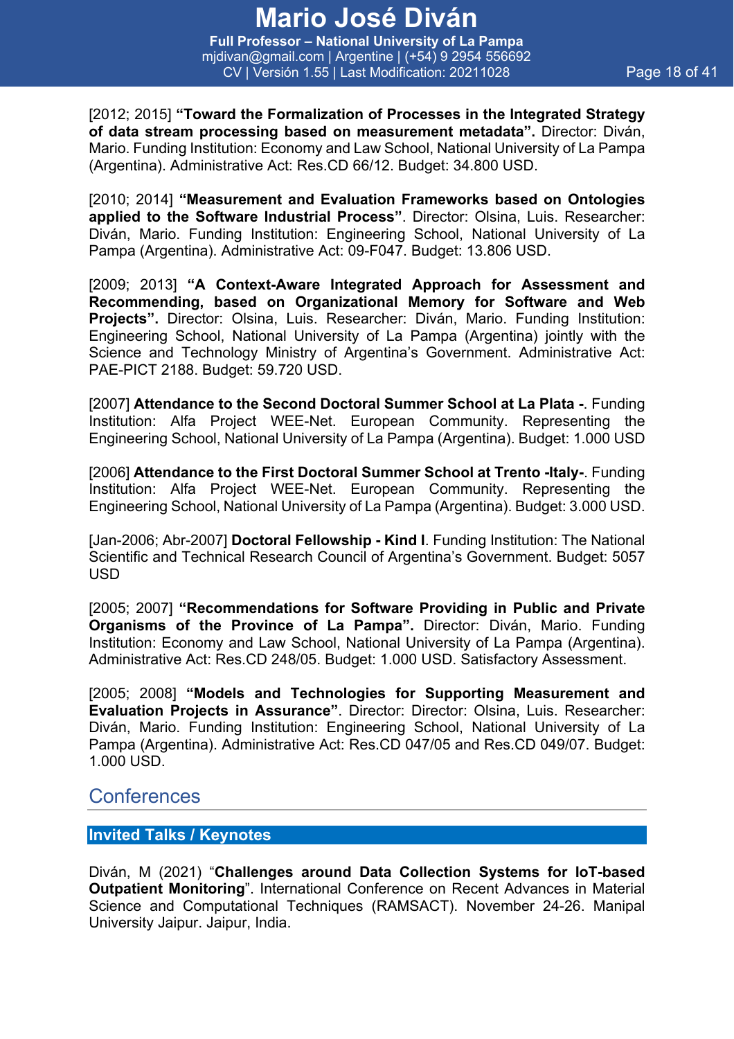[2012; 2015] **"Toward the Formalization of Processes in the Integrated Strategy of data stream processing based on measurement metadata".** Director: Diván, Mario. Funding Institution: Economy and Law School, National University of La Pampa (Argentina). Administrative Act: Res.CD 66/12. Budget: 34.800 USD.

[2010; 2014] **"Measurement and Evaluation Frameworks based on Ontologies applied to the Software Industrial Process"**. Director: Olsina, Luis. Researcher: Diván, Mario. Funding Institution: Engineering School, National University of La Pampa (Argentina). Administrative Act: 09-F047. Budget: 13.806 USD.

[2009; 2013] **"A Context-Aware Integrated Approach for Assessment and Recommending, based on Organizational Memory for Software and Web Projects".** Director: Olsina, Luis. Researcher: Diván, Mario. Funding Institution: Engineering School, National University of La Pampa (Argentina) jointly with the Science and Technology Ministry of Argentina's Government. Administrative Act: PAE-PICT 2188. Budget: 59.720 USD.

[2007] **Attendance to the Second Doctoral Summer School at La Plata -**. Funding Institution: Alfa Project WEE-Net. European Community. Representing the Engineering School, National University of La Pampa (Argentina). Budget: 1.000 USD

[2006] **Attendance to the First Doctoral Summer School at Trento -Italy-**. Funding Institution: Alfa Project WEE-Net. European Community. Representing the Engineering School, National University of La Pampa (Argentina). Budget: 3.000 USD.

[Jan-2006; Abr-2007] **Doctoral Fellowship - Kind I**. Funding Institution: The National Scientific and Technical Research Council of Argentina's Government. Budget: 5057 USD

[2005; 2007] **"Recommendations for Software Providing in Public and Private Organisms of the Province of La Pampa".** Director: Diván, Mario. Funding Institution: Economy and Law School, National University of La Pampa (Argentina). Administrative Act: Res.CD 248/05. Budget: 1.000 USD. Satisfactory Assessment.

[2005; 2008] **"Models and Technologies for Supporting Measurement and Evaluation Projects in Assurance"**. Director: Director: Olsina, Luis. Researcher: Diván, Mario. Funding Institution: Engineering School, National University of La Pampa (Argentina). Administrative Act: Res.CD 047/05 and Res.CD 049/07. Budget: 1.000 USD.

## Conferences

### Invited Talks / Keynotes

Diván, M (2021) "**Challenges around Data Collection Systems for IoT-based Outpatient Monitoring**". International Conference on Recent Advances in Material Science and Computational Techniques (RAMSACT). November 24-26. Manipal University Jaipur. Jaipur, India.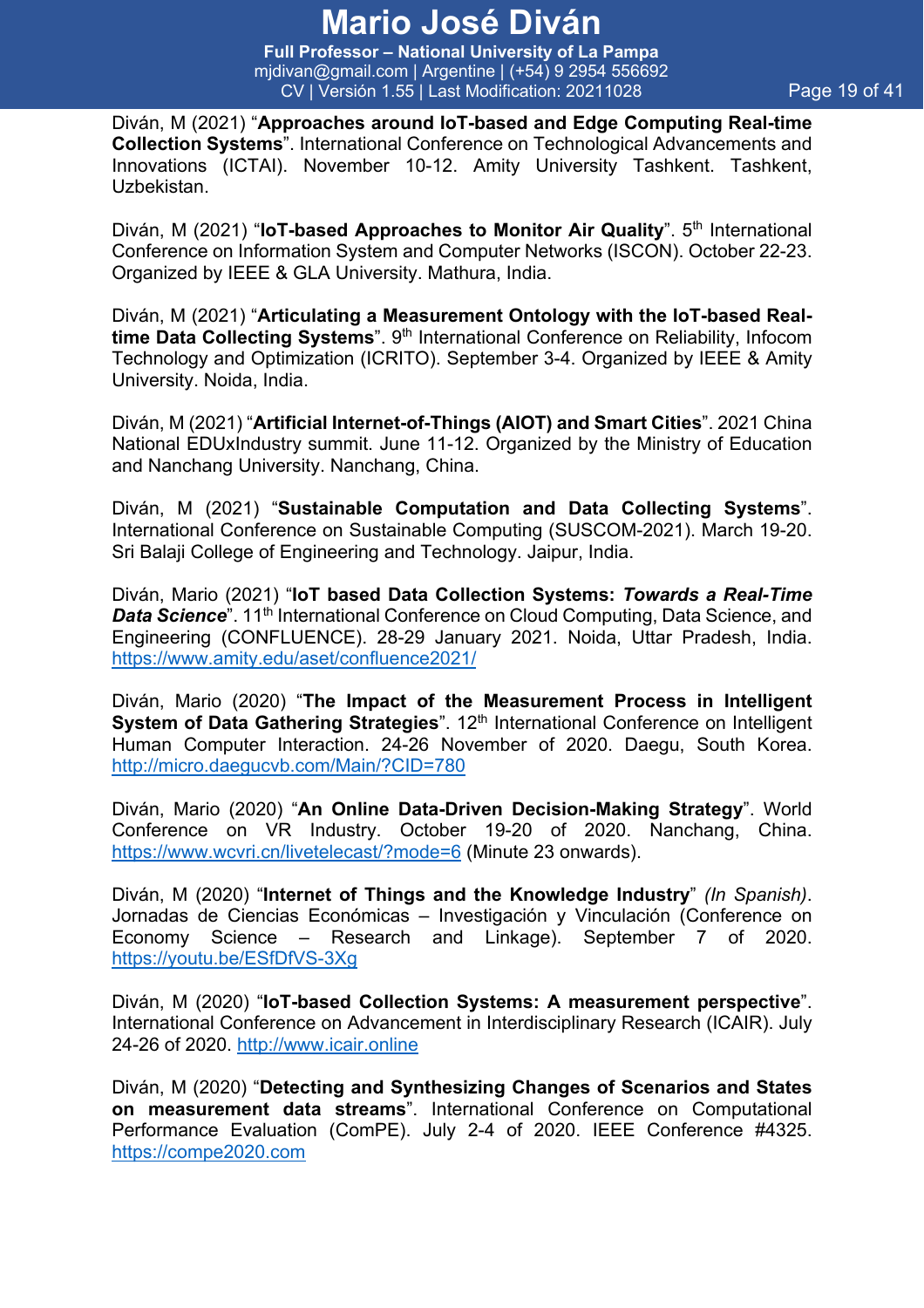Diván, M (2021) "**Approaches around IoT-based and Edge Computing Real-time Collection Systems**". International Conference on Technological Advancements and Innovations (ICTAI). November 10-12. Amity University Tashkent. Tashkent, Uzbekistan.

Diván, M (2021) "**IoT-based Approaches to Monitor Air Quality**". 5th International Conference on Information System and Computer Networks (ISCON). October 22-23. Organized by IEEE & GLA University. Mathura, India.

Diván, M (2021) "**Articulating a Measurement Ontology with the IoT-based Real-time Data Collecting Systems**". 9th International Conference on Reliability, Infocom Technology and Optimization (ICRITO). September 3-4. Organized by IEEE & Amity University. Noida, India.

Diván, M (2021) "**Artificial Internet-of-Things (AIOT) and Smart Cities**". 2021 China National EDUxIndustry summit. June 11-12. Organized by the Ministry of Education and Nanchang University. Nanchang, China.

Diván, M (2021) "**Sustainable Computation and Data Collecting Systems**". International Conference on Sustainable Computing (SUSCOM-2021). March 19-20. Sri Balaji College of Engineering and Technology. Jaipur, India.

Diván, Mario (2021) "**IoT based Data Collection Systems: *Towards a Real-Time Data Science***". 11th International Conference on Cloud Computing, Data Science, and Engineering (CONFLUENCE). 28-29 January 2021. Noida, Uttar Pradesh, India. https://www.amity.edu/aset/confluence2021/

Diván, Mario (2020) "**The Impact of the Measurement Process in Intelligent System of Data Gathering Strategies**". 12th International Conference on Intelligent Human Computer Interaction. 24-26 November of 2020. Daegu, South Korea. http://micro.daegucvb.com/Main/?CID=780

Diván, Mario (2020) "**An Online Data-Driven Decision-Making Strategy**". World Conference on VR Industry. October 19-20 of 2020. Nanchang, China. https://www.wcvri.cn/livetelecast/?mode=6 (Minute 23 onwards).

Diván, M (2020) "**Internet of Things and the Knowledge Industry**" *(In Spanish)*. Jornadas de Ciencias Económicas – Investigación y Vinculación (Conference on Economy Science – Research and Linkage). September 7 of 2020. https://youtu.be/ESfDfVS-3Xg

Diván, M (2020) "**IoT-based Collection Systems: A measurement perspective**". International Conference on Advancement in Interdisciplinary Research (ICAIR). July 24-26 of 2020. http://www.icair.online

Diván, M (2020) "**Detecting and Synthesizing Changes of Scenarios and States on measurement data streams**". International Conference on Computational Performance Evaluation (ComPE). July 2-4 of 2020. IEEE Conference #4325. https://compe2020.com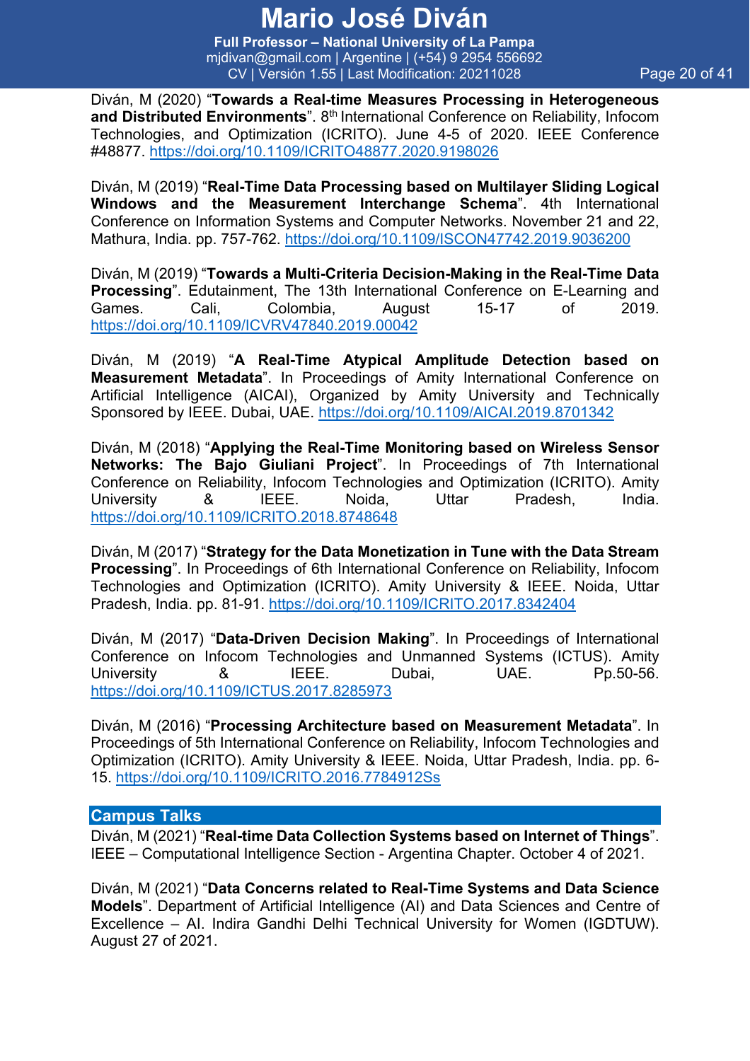Diván, M (2020) "**Towards a Real-time Measures Processing in Heterogeneous and Distributed Environments**". 8th International Conference on Reliability, Infocom Technologies, and Optimization (ICRITO). June 4-5 of 2020. IEEE Conference #48877. https://doi.org/10.1109/ICRITO48877.2020.9198026

Diván, M (2019) "**Real-Time Data Processing based on Multilayer Sliding Logical Windows and the Measurement Interchange Schema**". 4th International Conference on Information Systems and Computer Networks. November 21 and 22, Mathura, India. pp. 757-762. https://doi.org/10.1109/ISCON47742.2019.9036200

Diván, M (2019) "**Towards a Multi-Criteria Decision-Making in the Real-Time Data Processing**". Edutainment, The 13th International Conference on E-Learning and Games. Cali, Colombia, August 15-17 of 2019. https://doi.org/10.1109/ICVRV47840.2019.00042

Diván, M (2019) "**A Real-Time Atypical Amplitude Detection based on Measurement Metadata**". In Proceedings of Amity International Conference on Artificial Intelligence (AICAI), Organized by Amity University and Technically Sponsored by IEEE. Dubai, UAE. https://doi.org/10.1109/AICAI.2019.8701342

Diván, M (2018) "**Applying the Real-Time Monitoring based on Wireless Sensor Networks: The Bajo Giuliani Project**". In Proceedings of 7th International Conference on Reliability, Infocom Technologies and Optimization (ICRITO). Amity University & IEEE. Noida, Uttar Pradesh, India. https://doi.org/10.1109/ICRITO.2018.8748648

Diván, M (2017) "**Strategy for the Data Monetization in Tune with the Data Stream Processing**". In Proceedings of 6th International Conference on Reliability, Infocom Technologies and Optimization (ICRITO). Amity University & IEEE. Noida, Uttar Pradesh, India. pp. 81-91. https://doi.org/10.1109/ICRITO.2017.8342404

Diván, M (2017) "**Data-Driven Decision Making**". In Proceedings of International Conference on Infocom Technologies and Unmanned Systems (ICTUS). Amity University & IEEE. Dubai, UAE. Pp.50-56. https://doi.org/10.1109/ICTUS.2017.8285973

Diván, M (2016) "**Processing Architecture based on Measurement Metadata**". In Proceedings of 5th International Conference on Reliability, Infocom Technologies and Optimization (ICRITO). Amity University & IEEE. Noida, Uttar Pradesh, India. pp. 6-15. https://doi.org/10.1109/ICRITO.2016.7784912Ss

## Campus Talks

Diván, M (2021) "**Real-time Data Collection Systems based on Internet of Things**". IEEE – Computational Intelligence Section - Argentina Chapter. October 4 of 2021.

Diván, M (2021) "**Data Concerns related to Real-Time Systems and Data Science Models**". Department of Artificial Intelligence (AI) and Data Sciences and Centre of Excellence – AI. Indira Gandhi Delhi Technical University for Women (IGDTUW). August 27 of 2021.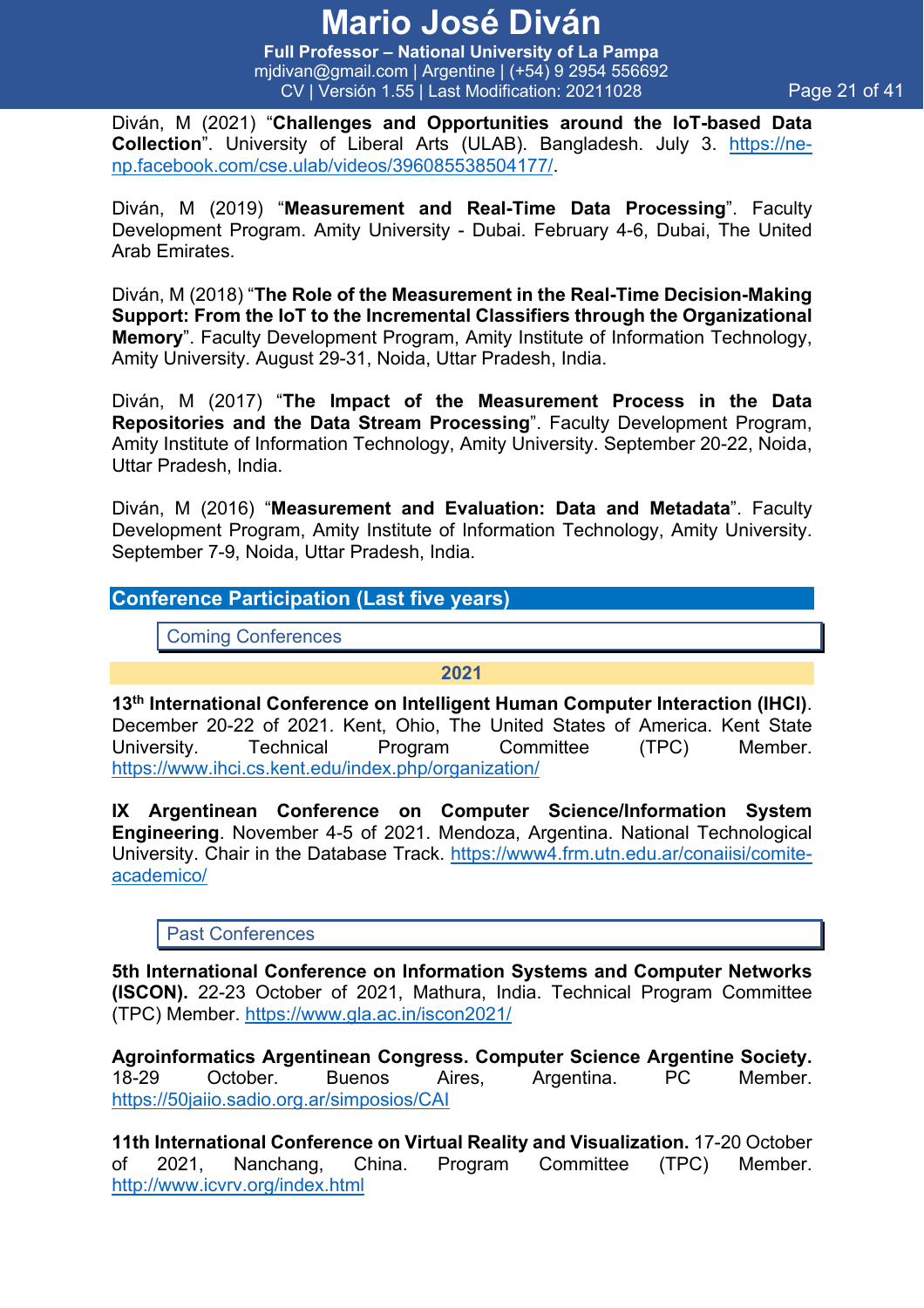Diván, M (2021) "**Challenges and Opportunities around the IoT-based Data Collection**". University of Liberal Arts (ULAB). Bangladesh. July 3. https://ne-np.facebook.com/cse.ulab/videos/396085538504177/.

Diván, M (2019) "**Measurement and Real-Time Data Processing**". Faculty Development Program. Amity University - Dubai. February 4-6, Dubai, The United Arab Emirates.

Diván, M (2018) "**The Role of the Measurement in the Real-Time Decision-Making Support: From the IoT to the Incremental Classifiers through the Organizational Memory**". Faculty Development Program, Amity Institute of Information Technology, Amity University. August 29-31, Noida, Uttar Pradesh, India.

Diván, M (2017) "**The Impact of the Measurement Process in the Data Repositories and the Data Stream Processing**". Faculty Development Program, Amity Institute of Information Technology, Amity University. September 20-22, Noida, Uttar Pradesh, India.

Diván, M (2016) "**Measurement and Evaluation: Data and Metadata**". Faculty Development Program, Amity Institute of Information Technology, Amity University. September 7-9, Noida, Uttar Pradesh, India.

## Conference Participation (Last five years)

### Coming Conferences

#### 2021

**13th International Conference on Intelligent Human Computer Interaction (IHCI)**. December 20-22 of 2021. Kent, Ohio, The United States of America. Kent State University. Technical Program Committee (TPC) Member. https://www.ihci.cs.kent.edu/index.php/organization/

**IX Argentinean Conference on Computer Science/Information System Engineering**. November 4-5 of 2021. Mendoza, Argentina. National Technological University. Chair in the Database Track. https://www4.frm.utn.edu.ar/conaiisi/comite-academico/

### Past Conferences

**5th International Conference on Information Systems and Computer Networks (ISCON).** 22-23 October of 2021, Mathura, India. Technical Program Committee (TPC) Member. https://www.gla.ac.in/iscon2021/

**Agroinformatics Argentinean Congress. Computer Science Argentine Society.** 18-29 October. Buenos Aires, Argentina. PC Member. https://50jaiio.sadio.org.ar/simposios/CAI

**11th International Conference on Virtual Reality and Visualization.** 17-20 October of 2021, Nanchang, China. Program Committee (TPC) Member. http://www.icvrv.org/index.html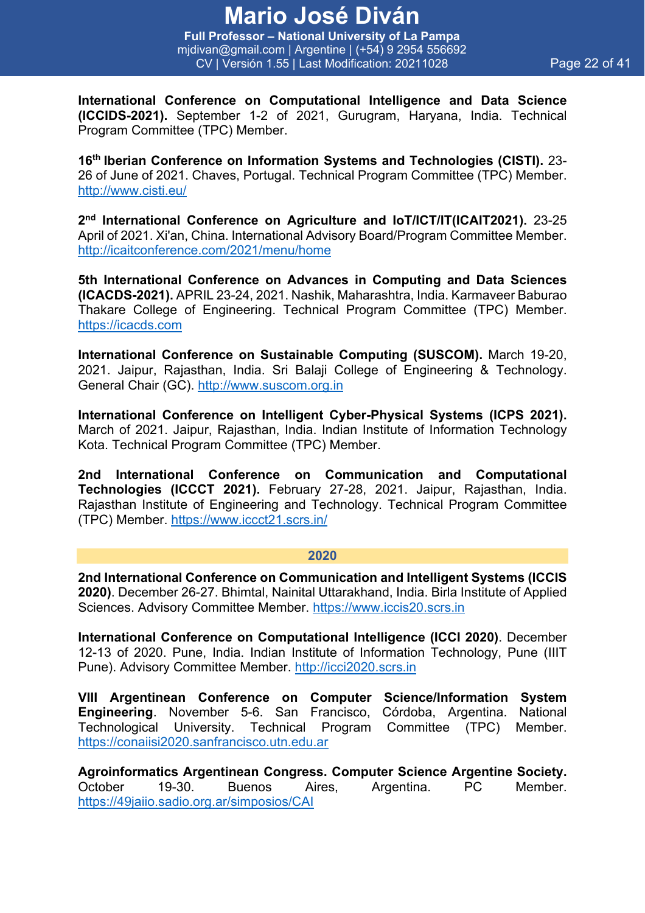**International Conference on Computational Intelligence and Data Science (ICCIDS-2021).** September 1-2 of 2021, Gurugram, Haryana, India. Technical Program Committee (TPC) Member.

**16th Iberian Conference on Information Systems and Technologies (CISTI).** 23-26 of June of 2021. Chaves, Portugal. Technical Program Committee (TPC) Member. http://www.cisti.eu/

**2nd International Conference on Agriculture and IoT/ICT/IT(ICAIT2021).** 23-25 April of 2021. Xi'an, China. International Advisory Board/Program Committee Member. http://icaitconference.com/2021/menu/home

**5th International Conference on Advances in Computing and Data Sciences (ICACDS-2021).** APRIL 23-24, 2021. Nashik, Maharashtra, India. Karmaveer Baburao Thakare College of Engineering. Technical Program Committee (TPC) Member. https://icacds.com

**International Conference on Sustainable Computing (SUSCOM).** March 19-20, 2021. Jaipur, Rajasthan, India. Sri Balaji College of Engineering & Technology. General Chair (GC). http://www.suscom.org.in

**International Conference on Intelligent Cyber-Physical Systems (ICPS 2021).** March of 2021. Jaipur, Rajasthan, India. Indian Institute of Information Technology Kota. Technical Program Committee (TPC) Member.

**2nd International Conference on Communication and Computational Technologies (ICCCT 2021).** February 27-28, 2021. Jaipur, Rajasthan, India. Rajasthan Institute of Engineering and Technology. Technical Program Committee (TPC) Member. https://www.iccct21.scrs.in/

## 2020

**2nd International Conference on Communication and Intelligent Systems (ICCIS 2020)**. December 26-27. Bhimtal, Nainital Uttarakhand, India. Birla Institute of Applied Sciences. Advisory Committee Member. https://www.iccis20.scrs.in

**International Conference on Computational Intelligence (ICCI 2020)**. December 12-13 of 2020. Pune, India. Indian Institute of Information Technology, Pune (IIIT Pune). Advisory Committee Member. http://icci2020.scrs.in

**VIII Argentinean Conference on Computer Science/Information System Engineering**. November 5-6. San Francisco, Córdoba, Argentina. National Technological University. Technical Program Committee (TPC) Member. https://conaiisi2020.sanfrancisco.utn.edu.ar

**Agroinformatics Argentinean Congress. Computer Science Argentine Society.** October 19-30. Buenos Aires, Argentina. PC Member. https://49jaiio.sadio.org.ar/simposios/CAI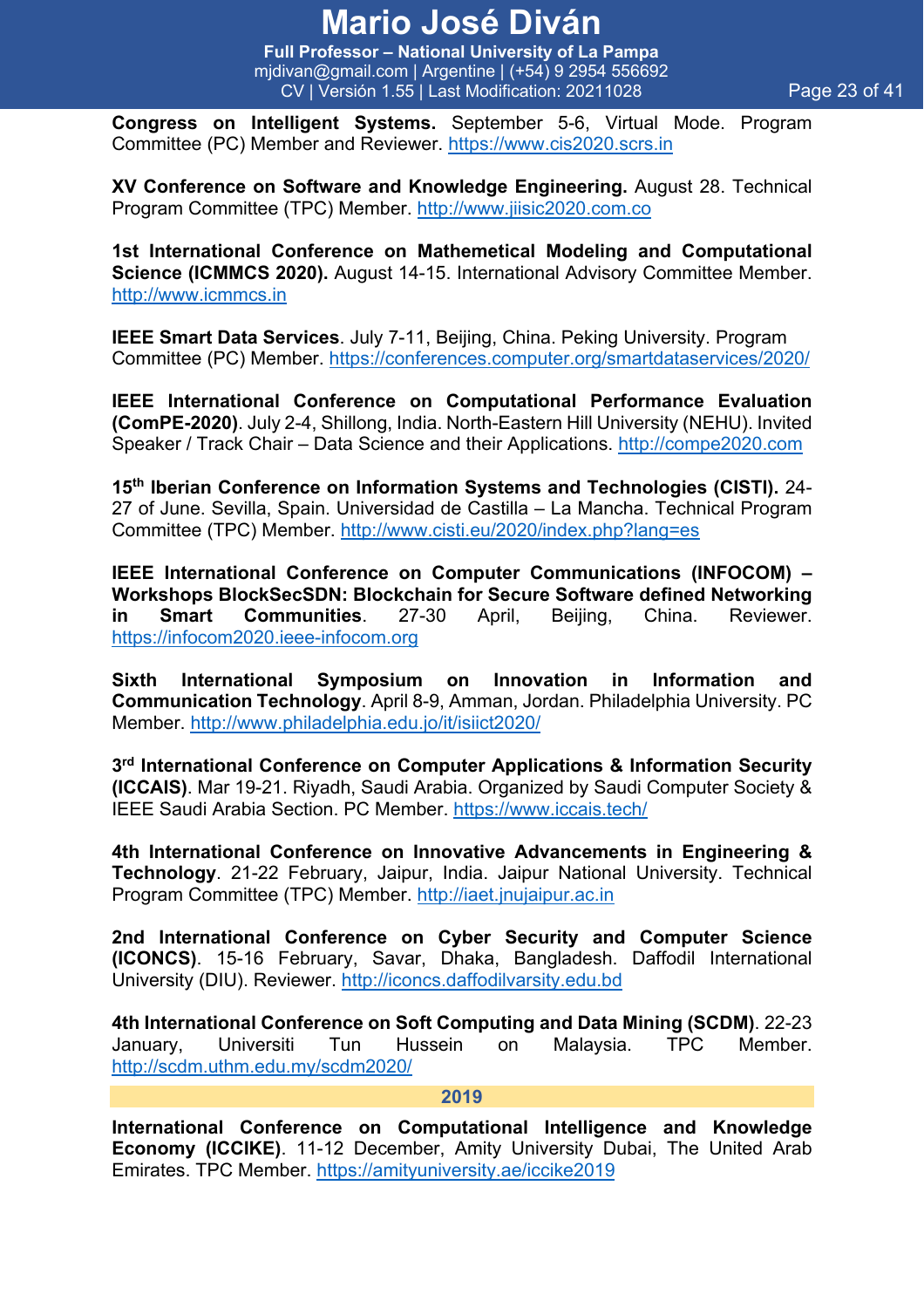**Congress on Intelligent Systems.** September 5-6, Virtual Mode. Program Committee (PC) Member and Reviewer. https://www.cis2020.scrs.in

**XV Conference on Software and Knowledge Engineering.** August 28. Technical Program Committee (TPC) Member. http://www.jiisic2020.com.co

**1st International Conference on Mathematical Modeling and Computational Science (ICMMCS 2020).** August 14-15. International Advisory Committee Member. http://www.icmmcs.in

**IEEE Smart Data Services**. July 7-11, Beijing, China. Peking University. Program Committee (PC) Member. https://conferences.computer.org/smartdataservices/2020/

**IEEE International Conference on Computational Performance Evaluation (ComPE-2020)**. July 2-4, Shillong, India. North-Eastern Hill University (NEHU). Invited Speaker / Track Chair – Data Science and their Applications. http://compe2020.com

**15th Iberian Conference on Information Systems and Technologies (CISTI).** 24-27 of June. Sevilla, Spain. Universidad de Castilla – La Mancha. Technical Program Committee (TPC) Member. http://www.cisti.eu/2020/index.php?lang=es

**IEEE International Conference on Computer Communications (INFOCOM) – Workshops BlockSecSDN: Blockchain for Secure Software defined Networking in Smart Communities**. 27-30 April, Beijing, China. Reviewer. https://infocom2020.ieee-infocom.org

**Sixth International Symposium on Innovation in Information and Communication Technology**. April 8-9, Amman, Jordan. Philadelphia University. PC Member. http://www.philadelphia.edu.jo/it/isiict2020/

**3rd International Conference on Computer Applications & Information Security (ICCAIS)**. Mar 19-21. Riyadh, Saudi Arabia. Organized by Saudi Computer Society & IEEE Saudi Arabia Section. PC Member. https://www.iccais.tech/

**4th International Conference on Innovative Advancements in Engineering & Technology**. 21-22 February, Jaipur, India. Jaipur National University. Technical Program Committee (TPC) Member. http://iaet.jnujaipur.ac.in

**2nd International Conference on Cyber Security and Computer Science (ICONCS)**. 15-16 February, Savar, Dhaka, Bangladesh. Daffodil International University (DIU). Reviewer. http://iconcs.daffodilvarsity.edu.bd

**4th International Conference on Soft Computing and Data Mining (SCDM)**. 22-23 January, Universiti Tun Hussein on Malaysia. TPC Member. http://scdm.uthm.edu.my/scdm2020/

## 2019

**International Conference on Computational Intelligence and Knowledge Economy (ICCIKE)**. 11-12 December, Amity University Dubai, The United Arab Emirates. TPC Member. https://amityuniversity.ae/iccike2019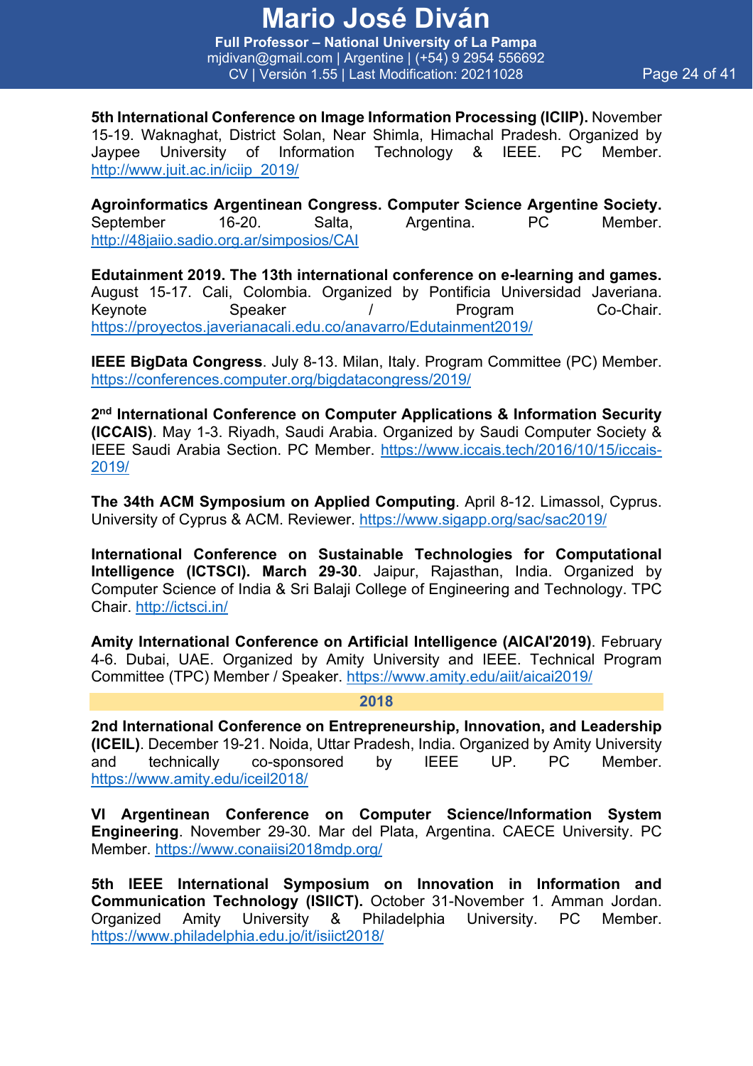**5th International Conference on Image Information Processing (ICIIP).** November 15-19. Waknaghat, District Solan, Near Shimla, Himachal Pradesh. Organized by Jaypee University of Information Technology & IEEE. PC Member. http://www.juit.ac.in/iciip_2019/

**Agroinformatics Argentinean Congress. Computer Science Argentine Society.** September 16-20. Salta, Argentina. PC Member. http://48jaiio.sadio.org.ar/simposios/CAI

**Edutainment 2019. The 13th international conference on e-learning and games.** August 15-17. Cali, Colombia. Organized by Pontificia Universidad Javeriana. Keynote Speaker / Program Co-Chair. https://proyectos.javerianacali.edu.co/anavarro/Edutainment2019/

**IEEE BigData Congress**. July 8-13. Milan, Italy. Program Committee (PC) Member. https://conferences.computer.org/bigdatacongress/2019/

**2nd International Conference on Computer Applications & Information Security (ICCAIS)**. May 1-3. Riyadh, Saudi Arabia. Organized by Saudi Computer Society & IEEE Saudi Arabia Section. PC Member. https://www.iccais.tech/2016/10/15/iccais-2019/

**The 34th ACM Symposium on Applied Computing**. April 8-12. Limassol, Cyprus. University of Cyprus & ACM. Reviewer. https://www.sigapp.org/sac/sac2019/

**International Conference on Sustainable Technologies for Computational Intelligence (ICTSCI). March 29-30**. Jaipur, Rajasthan, India. Organized by Computer Science of India & Sri Balaji College of Engineering and Technology. TPC Chair. http://ictsci.in/

**Amity International Conference on Artificial Intelligence (AICAI'2019)**. February 4-6. Dubai, UAE. Organized by Amity University and IEEE. Technical Program Committee (TPC) Member / Speaker. https://www.amity.edu/aiit/aicai2019/

## 2018

**2nd International Conference on Entrepreneurship, Innovation, and Leadership (ICEIL)**. December 19-21. Noida, Uttar Pradesh, India. Organized by Amity University and technically co-sponsored by IEEE UP. PC Member. https://www.amity.edu/iceil2018/

**VI Argentinean Conference on Computer Science/Information System Engineering**. November 29-30. Mar del Plata, Argentina. CAECE University. PC Member. https://www.conaiisi2018mdp.org/

**5th IEEE International Symposium on Innovation in Information and Communication Technology (ISIICT).** October 31-November 1. Amman Jordan. Organized Amity University & Philadelphia University. PC Member. https://www.philadelphia.edu.jo/it/isiict2018/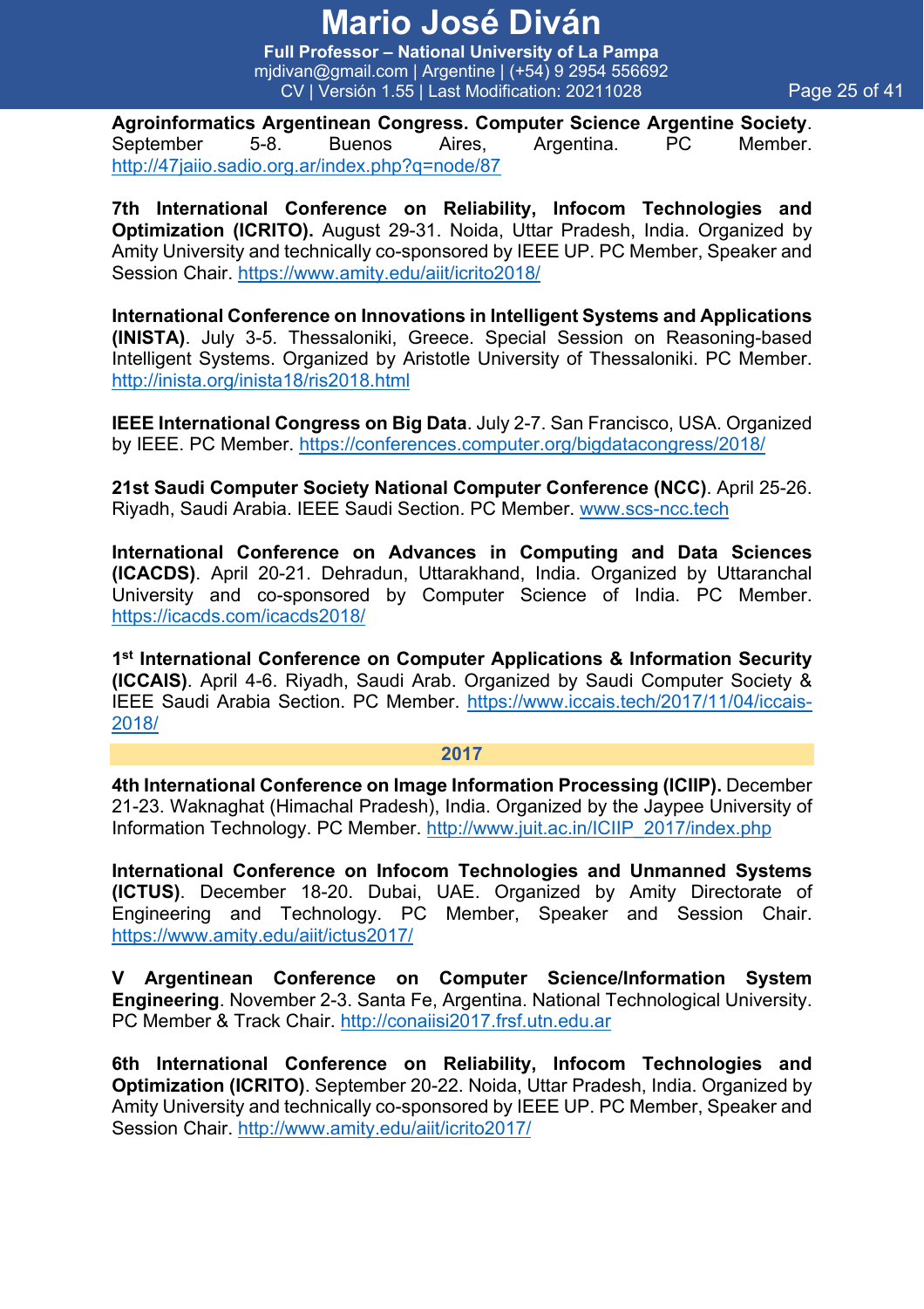**Agroinformatics Argentinean Congress. Computer Science Argentine Society**. September 5-8. Buenos Aires, Argentina. PC Member. http://47jaiio.sadio.org.ar/index.php?q=node/87

**7th International Conference on Reliability, Infocom Technologies and Optimization (ICRITO).** August 29-31. Noida, Uttar Pradesh, India. Organized by Amity University and technically co-sponsored by IEEE UP. PC Member, Speaker and Session Chair. https://www.amity.edu/aiit/icrito2018/

**International Conference on Innovations in Intelligent Systems and Applications (INISTA)**. July 3-5. Thessaloniki, Greece. Special Session on Reasoning-based Intelligent Systems. Organized by Aristotle University of Thessaloniki. PC Member. http://inista.org/inista18/ris2018.html

**IEEE International Congress on Big Data**. July 2-7. San Francisco, USA. Organized by IEEE. PC Member. https://conferences.computer.org/bigdatacongress/2018/

**21st Saudi Computer Society National Computer Conference (NCC)**. April 25-26. Riyadh, Saudi Arabia. IEEE Saudi Section. PC Member. www.scs-ncc.tech

**International Conference on Advances in Computing and Data Sciences (ICACDS)**. April 20-21. Dehradun, Uttarakhand, India. Organized by Uttaranchal University and co-sponsored by Computer Science of India. PC Member. https://icacds.com/icacds2018/

**1st International Conference on Computer Applications & Information Security (ICCAIS)**. April 4-6. Riyadh, Saudi Arab. Organized by Saudi Computer Society & IEEE Saudi Arabia Section. PC Member. https://www.iccais.tech/2017/11/04/iccais-2018/

## 2017

**4th International Conference on Image Information Processing (ICIIP).** December 21-23. Waknaghat (Himachal Pradesh), India. Organized by the Jaypee University of Information Technology. PC Member. http://www.juit.ac.in/ICIIP_2017/index.php

**International Conference on Infocom Technologies and Unmanned Systems (ICTUS)**. December 18-20. Dubai, UAE. Organized by Amity Directorate of Engineering and Technology. PC Member, Speaker and Session Chair. https://www.amity.edu/aiit/ictus2017/

**V Argentinean Conference on Computer Science/Information System Engineering**. November 2-3. Santa Fe, Argentina. National Technological University. PC Member & Track Chair. http://conaiisi2017.frsf.utn.edu.ar

**6th International Conference on Reliability, Infocom Technologies and Optimization (ICRITO)**. September 20-22. Noida, Uttar Pradesh, India. Organized by Amity University and technically co-sponsored by IEEE UP. PC Member, Speaker and Session Chair. http://www.amity.edu/aiit/icrito2017/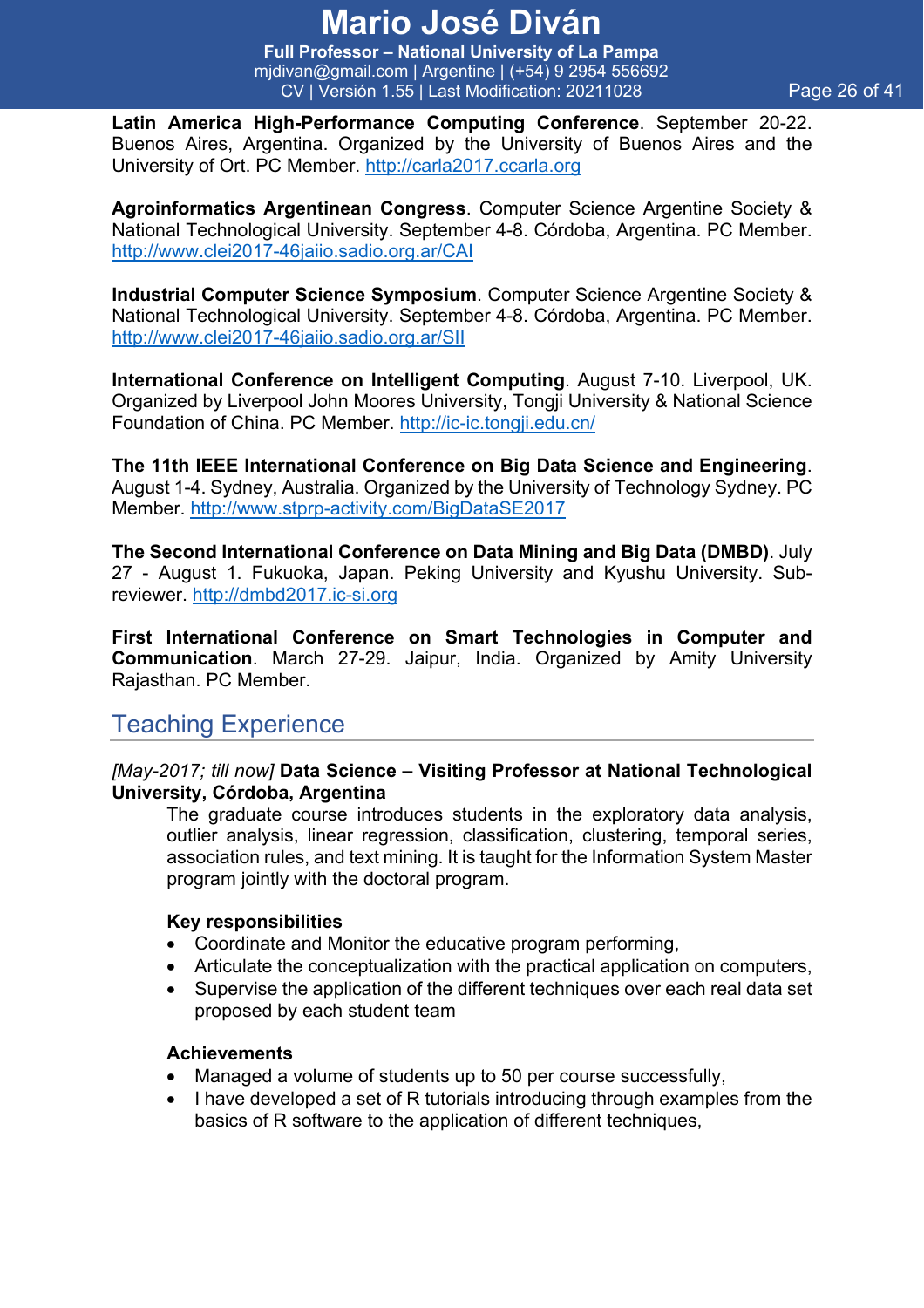**Latin America High-Performance Computing Conference**. September 20-22. Buenos Aires, Argentina. Organized by the University of Buenos Aires and the University of Ort. PC Member. http://carla2017.ccarla.org

**Agroinformatics Argentinean Congress**. Computer Science Argentine Society & National Technological University. September 4-8. Córdoba, Argentina. PC Member. http://www.clei2017-46jaiio.sadio.org.ar/CAI

**Industrial Computer Science Symposium**. Computer Science Argentine Society & National Technological University. September 4-8. Córdoba, Argentina. PC Member. http://www.clei2017-46jaiio.sadio.org.ar/SII

**International Conference on Intelligent Computing**. August 7-10. Liverpool, UK. Organized by Liverpool John Moores University, Tongji University & National Science Foundation of China. PC Member. http://ic-ic.tongji.edu.cn/

**The 11th IEEE International Conference on Big Data Science and Engineering**. August 1-4. Sydney, Australia. Organized by the University of Technology Sydney. PC Member. http://www.stprp-activity.com/BigDataSE2017

**The Second International Conference on Data Mining and Big Data (DMBD)**. July 27 - August 1. Fukuoka, Japan. Peking University and Kyushu University. Sub-reviewer. http://dmbd2017.ic-si.org

**First International Conference on Smart Technologies in Computer and Communication**. March 27-29. Jaipur, India. Organized by Amity University Rajasthan. PC Member.

## Teaching Experience

*[May-2017; till now]* **Data Science – Visiting Professor at National Technological University, Córdoba, Argentina**

The graduate course introduces students in the exploratory data analysis, outlier analysis, linear regression, classification, clustering, temporal series, association rules, and text mining. It is taught for the Information System Master program jointly with the doctoral program.

**Key responsibilities**

- Coordinate and Monitor the educative program performing,
- Articulate the conceptualization with the practical application on computers,
- Supervise the application of the different techniques over each real data set proposed by each student team

**Achievements**

- Managed a volume of students up to 50 per course successfully,
- I have developed a set of R tutorials introducing through examples from the basics of R software to the application of different techniques,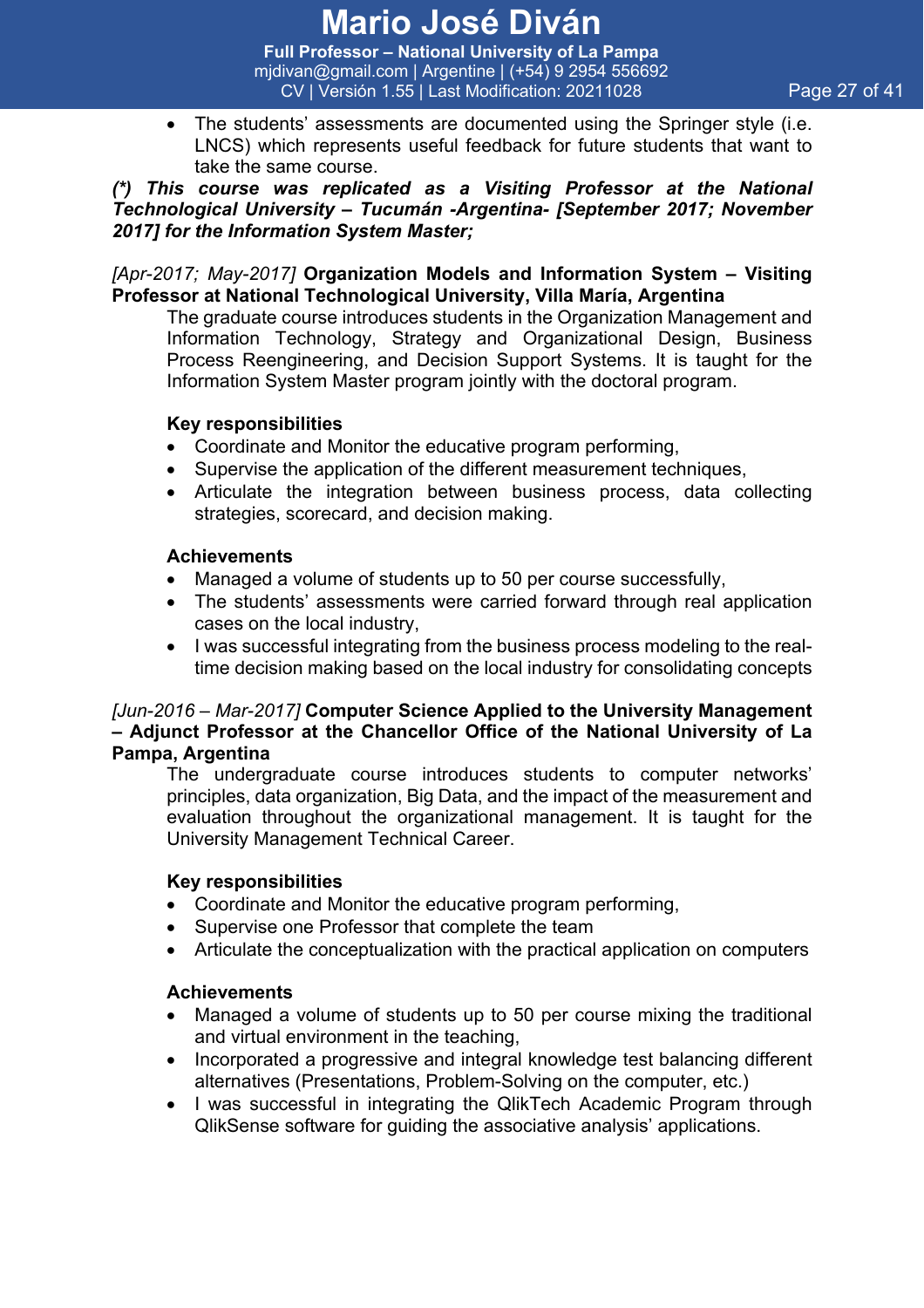- The students' assessments are documented using the Springer style (i.e. LNCS) which represents useful feedback for future students that want to take the same course.

***(\*) This course was replicated as a Visiting Professor at the National Technological University – Tucumán -Argentina- [September 2017; November 2017] for the Information System Master;***

*[Apr-2017; May-2017]* **Organization Models and Information System – Visiting Professor at National Technological University, Villa María, Argentina**

The graduate course introduces students in the Organization Management and Information Technology, Strategy and Organizational Design, Business Process Reengineering, and Decision Support Systems. It is taught for the Information System Master program jointly with the doctoral program.

**Key responsibilities**

- Coordinate and Monitor the educative program performing,
- Supervise the application of the different measurement techniques,
- Articulate the integration between business process, data collecting strategies, scorecard, and decision making.

**Achievements**

- Managed a volume of students up to 50 per course successfully,
- The students' assessments were carried forward through real application cases on the local industry,
- I was successful integrating from the business process modeling to the real-time decision making based on the local industry for consolidating concepts

*[Jun-2016 – Mar-2017]* **Computer Science Applied to the University Management – Adjunct Professor at the Chancellor Office of the National University of La Pampa, Argentina**

The undergraduate course introduces students to computer networks' principles, data organization, Big Data, and the impact of the measurement and evaluation throughout the organizational management. It is taught for the University Management Technical Career.

**Key responsibilities**

- Coordinate and Monitor the educative program performing,
- Supervise one Professor that complete the team
- Articulate the conceptualization with the practical application on computers

**Achievements**

- Managed a volume of students up to 50 per course mixing the traditional and virtual environment in the teaching,
- Incorporated a progressive and integral knowledge test balancing different alternatives (Presentations, Problem-Solving on the computer, etc.)
- I was successful in integrating the QlikTech Academic Program through QlikSense software for guiding the associative analysis' applications.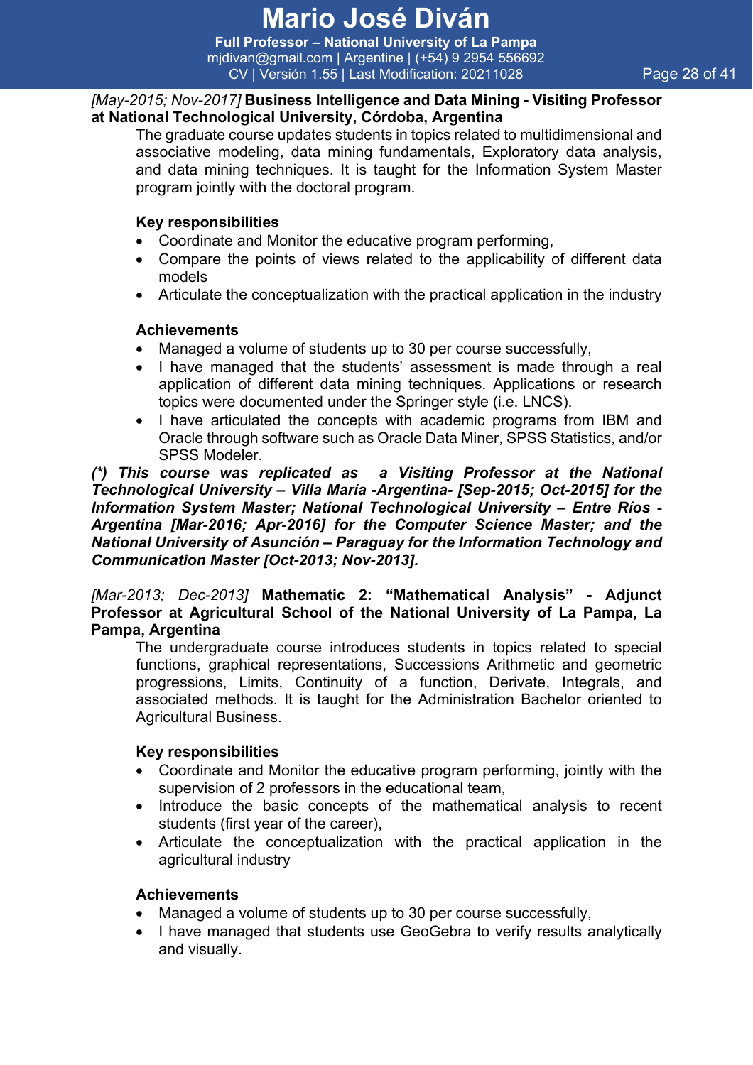*[May-2015; Nov-2017]* **Business Intelligence and Data Mining - Visiting Professor at National Technological University, Córdoba, Argentina**

The graduate course updates students in topics related to multidimensional and associative modeling, data mining fundamentals, Exploratory data analysis, and data mining techniques. It is taught for the Information System Master program jointly with the doctoral program.

**Key responsibilities**

- Coordinate and Monitor the educative program performing,
- Compare the points of views related to the applicability of different data models
- Articulate the conceptualization with the practical application in the industry

**Achievements**

- Managed a volume of students up to 30 per course successfully,
- I have managed that the students' assessment is made through a real application of different data mining techniques. Applications or research topics were documented under the Springer style (i.e. LNCS).
- I have articulated the concepts with academic programs from IBM and Oracle through software such as Oracle Data Miner, SPSS Statistics, and/or SPSS Modeler.

***(*) This course was replicated as a Visiting Professor at the National Technological University – Villa María -Argentina- [Sep-2015; Oct-2015] for the Information System Master; National Technological University – Entre Ríos - Argentina [Mar-2016; Apr-2016] for the Computer Science Master; and the National University of Asunción – Paraguay for the Information Technology and Communication Master [Oct-2013; Nov-2013].***

*[Mar-2013; Dec-2013]* **Mathematic 2: "Mathematical Analysis" - Adjunct Professor at Agricultural School of the National University of La Pampa, La Pampa, Argentina**

The undergraduate course introduces students in topics related to special functions, graphical representations, Successions Arithmetic and geometric progressions, Limits, Continuity of a function, Derivate, Integrals, and associated methods. It is taught for the Administration Bachelor oriented to Agricultural Business.

**Key responsibilities**

- Coordinate and Monitor the educative program performing, jointly with the supervision of 2 professors in the educational team,
- Introduce the basic concepts of the mathematical analysis to recent students (first year of the career),
- Articulate the conceptualization with the practical application in the agricultural industry

**Achievements**

- Managed a volume of students up to 30 per course successfully,
- I have managed that students use GeoGebra to verify results analytically and visually.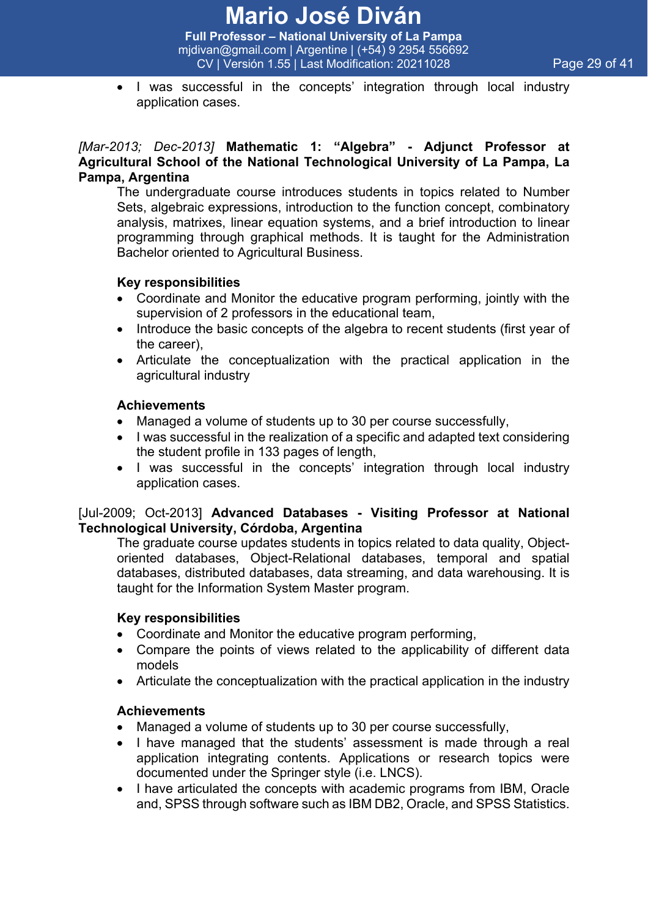- I was successful in the concepts' integration through local industry application cases.

*[Mar-2013; Dec-2013]* **Mathematic 1: "Algebra" - Adjunct Professor at Agricultural School of the National Technological University of La Pampa, La Pampa, Argentina**

The undergraduate course introduces students in topics related to Number Sets, algebraic expressions, introduction to the function concept, combinatory analysis, matrixes, linear equation systems, and a brief introduction to linear programming through graphical methods. It is taught for the Administration Bachelor oriented to Agricultural Business.

**Key responsibilities**

- Coordinate and Monitor the educative program performing, jointly with the supervision of 2 professors in the educational team,
- Introduce the basic concepts of the algebra to recent students (first year of the career),
- Articulate the conceptualization with the practical application in the agricultural industry

**Achievements**

- Managed a volume of students up to 30 per course successfully,
- I was successful in the realization of a specific and adapted text considering the student profile in 133 pages of length,
- I was successful in the concepts' integration through local industry application cases.

[Jul-2009; Oct-2013] **Advanced Databases - Visiting Professor at National Technological University, Córdoba, Argentina**

The graduate course updates students in topics related to data quality, Object-oriented databases, Object-Relational databases, temporal and spatial databases, distributed databases, data streaming, and data warehousing. It is taught for the Information System Master program.

**Key responsibilities**

- Coordinate and Monitor the educative program performing,
- Compare the points of views related to the applicability of different data models
- Articulate the conceptualization with the practical application in the industry

**Achievements**

- Managed a volume of students up to 30 per course successfully,
- I have managed that the students' assessment is made through a real application integrating contents. Applications or research topics were documented under the Springer style (i.e. LNCS).
- I have articulated the concepts with academic programs from IBM, Oracle and, SPSS through software such as IBM DB2, Oracle, and SPSS Statistics.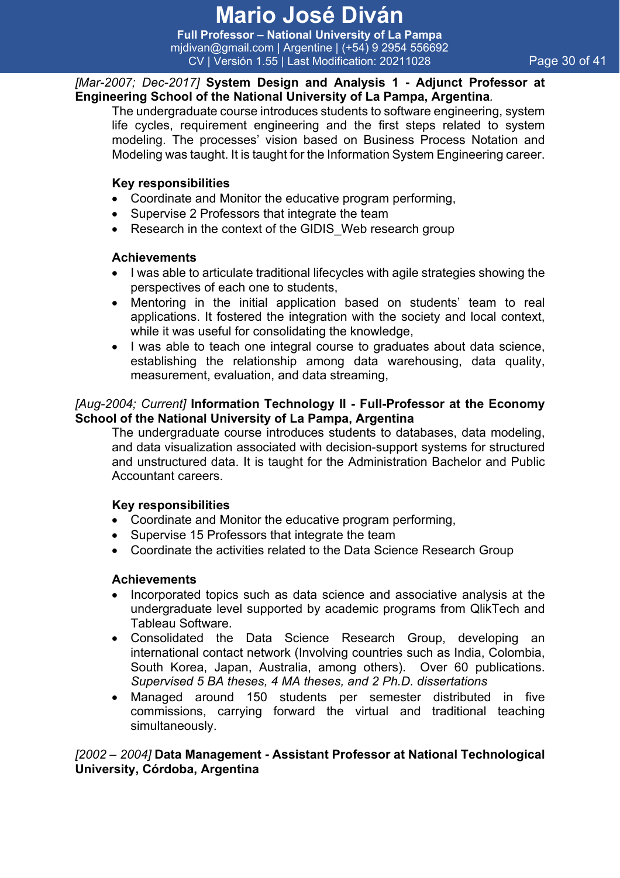*[Mar-2007; Dec-2017]* **System Design and Analysis 1 - Adjunct Professor at Engineering School of the National University of La Pampa, Argentina**.

The undergraduate course introduces students to software engineering, system life cycles, requirement engineering and the first steps related to system modeling. The processes' vision based on Business Process Notation and Modeling was taught. It is taught for the Information System Engineering career.

**Key responsibilities**

- Coordinate and Monitor the educative program performing,
- Supervise 2 Professors that integrate the team
- Research in the context of the GIDIS_Web research group

**Achievements**

- I was able to articulate traditional lifecycles with agile strategies showing the perspectives of each one to students,
- Mentoring in the initial application based on students' team to real applications. It fostered the integration with the society and local context, while it was useful for consolidating the knowledge,
- I was able to teach one integral course to graduates about data science, establishing the relationship among data warehousing, data quality, measurement, evaluation, and data streaming,

*[Aug-2004; Current]* **Information Technology II - Full-Professor at the Economy School of the National University of La Pampa, Argentina**

The undergraduate course introduces students to databases, data modeling, and data visualization associated with decision-support systems for structured and unstructured data. It is taught for the Administration Bachelor and Public Accountant careers.

**Key responsibilities**

- Coordinate and Monitor the educative program performing,
- Supervise 15 Professors that integrate the team
- Coordinate the activities related to the Data Science Research Group

**Achievements**

- Incorporated topics such as data science and associative analysis at the undergraduate level supported by academic programs from QlikTech and Tableau Software.
- Consolidated the Data Science Research Group, developing an international contact network (Involving countries such as India, Colombia, South Korea, Japan, Australia, among others). Over 60 publications. *Supervised 5 BA theses, 4 MA theses, and 2 Ph.D. dissertations*
- Managed around 150 students per semester distributed in five commissions, carrying forward the virtual and traditional teaching simultaneously.

*[2002 – 2004]* **Data Management - Assistant Professor at National Technological University, Córdoba, Argentina**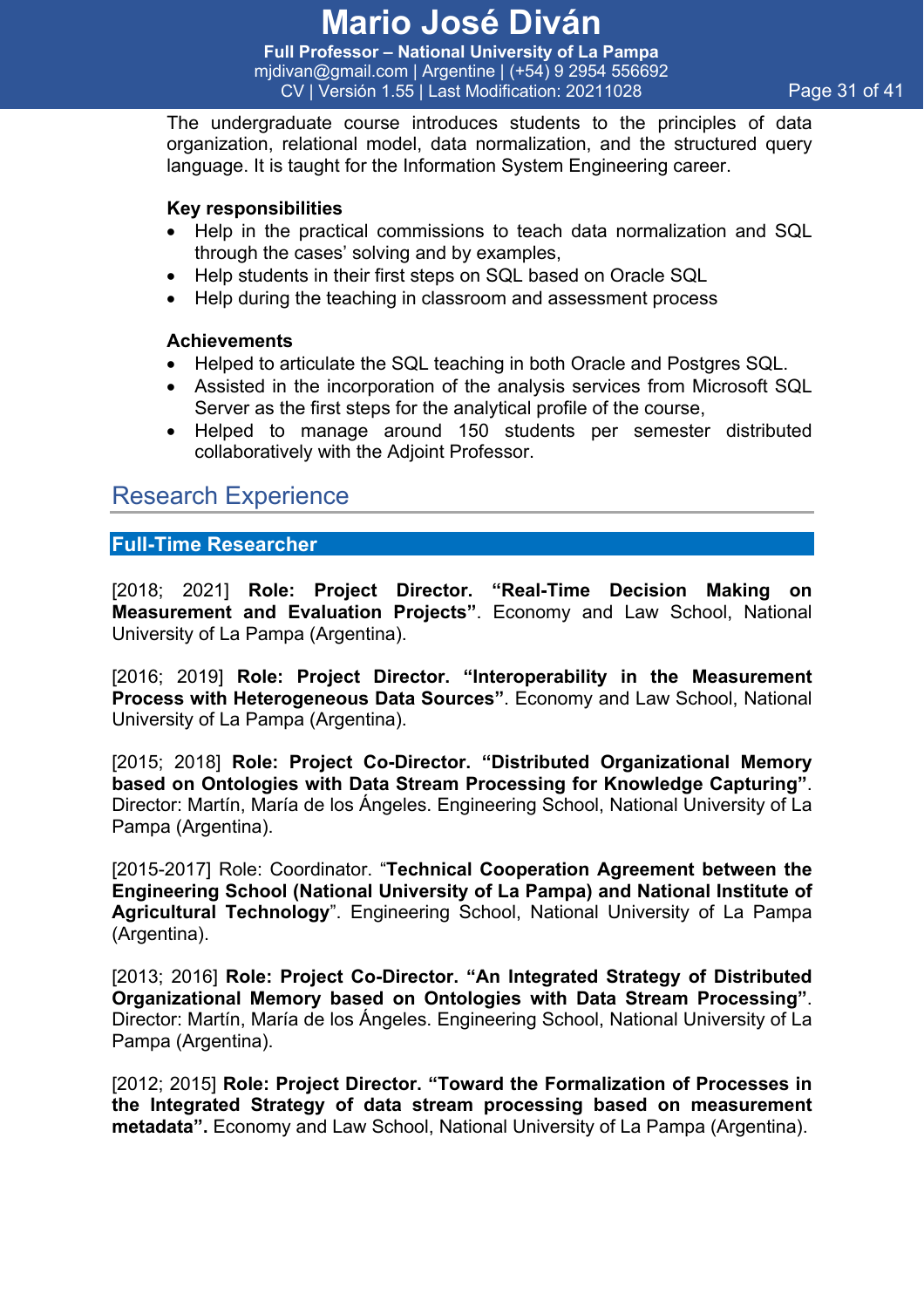The undergraduate course introduces students to the principles of data organization, relational model, data normalization, and the structured query language. It is taught for the Information System Engineering career.

**Key responsibilities**

- Help in the practical commissions to teach data normalization and SQL through the cases' solving and by examples,
- Help students in their first steps on SQL based on Oracle SQL
- Help during the teaching in classroom and assessment process

**Achievements**

- Helped to articulate the SQL teaching in both Oracle and Postgres SQL.
- Assisted in the incorporation of the analysis services from Microsoft SQL Server as the first steps for the analytical profile of the course,
- Helped to manage around 150 students per semester distributed collaboratively with the Adjoint Professor.

## Research Experience

### Full-Time Researcher

[2018; 2021] **Role: Project Director. "Real-Time Decision Making on Measurement and Evaluation Projects"**. Economy and Law School, National University of La Pampa (Argentina).

[2016; 2019] **Role: Project Director. "Interoperability in the Measurement Process with Heterogeneous Data Sources"**. Economy and Law School, National University of La Pampa (Argentina).

[2015; 2018] **Role: Project Co-Director. "Distributed Organizational Memory based on Ontologies with Data Stream Processing for Knowledge Capturing"**. Director: Martín, María de los Ángeles. Engineering School, National University of La Pampa (Argentina).

[2015-2017] Role: Coordinator. "**Technical Cooperation Agreement between the Engineering School (National University of La Pampa) and National Institute of Agricultural Technology**". Engineering School, National University of La Pampa (Argentina).

[2013; 2016] **Role: Project Co-Director. "An Integrated Strategy of Distributed Organizational Memory based on Ontologies with Data Stream Processing"**. Director: Martín, María de los Ángeles. Engineering School, National University of La Pampa (Argentina).

[2012; 2015] **Role: Project Director. "Toward the Formalization of Processes in the Integrated Strategy of data stream processing based on measurement metadata".** Economy and Law School, National University of La Pampa (Argentina).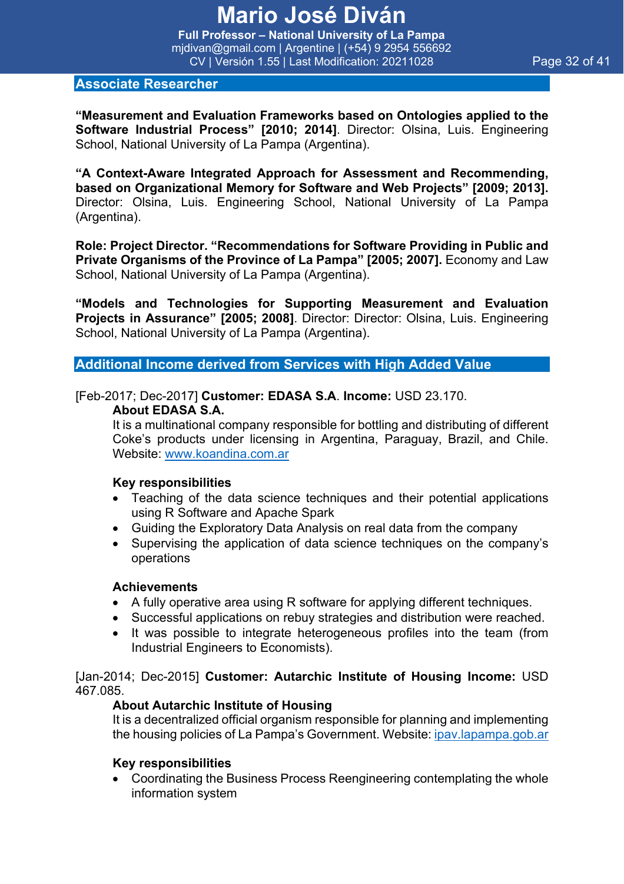## Associate Researcher

**"Measurement and Evaluation Frameworks based on Ontologies applied to the Software Industrial Process" [2010; 2014]**. Director: Olsina, Luis. Engineering School, National University of La Pampa (Argentina).

**"A Context-Aware Integrated Approach for Assessment and Recommending, based on Organizational Memory for Software and Web Projects" [2009; 2013].** Director: Olsina, Luis. Engineering School, National University of La Pampa (Argentina).

**Role: Project Director. "Recommendations for Software Providing in Public and Private Organisms of the Province of La Pampa" [2005; 2007].** Economy and Law School, National University of La Pampa (Argentina).

**"Models and Technologies for Supporting Measurement and Evaluation Projects in Assurance" [2005; 2008]**. Director: Director: Olsina, Luis. Engineering School, National University of La Pampa (Argentina).

## Additional Income derived from Services with High Added Value

[Feb-2017; Dec-2017] **Customer: EDASA S.A**. **Income:** USD 23.170.

**About EDASA S.A.**

It is a multinational company responsible for bottling and distributing of different Coke's products under licensing in Argentina, Paraguay, Brazil, and Chile. Website: www.koandina.com.ar

**Key responsibilities**

- Teaching of the data science techniques and their potential applications using R Software and Apache Spark
- Guiding the Exploratory Data Analysis on real data from the company
- Supervising the application of data science techniques on the company's operations

**Achievements**

- A fully operative area using R software for applying different techniques.
- Successful applications on rebuy strategies and distribution were reached.
- It was possible to integrate heterogeneous profiles into the team (from Industrial Engineers to Economists).

[Jan-2014; Dec-2015] **Customer: Autarchic Institute of Housing Income:** USD 467.085.

**About Autarchic Institute of Housing**

It is a decentralized official organism responsible for planning and implementing the housing policies of La Pampa's Government. Website: ipav.lapampa.gob.ar

**Key responsibilities**

- Coordinating the Business Process Reengineering contemplating the whole information system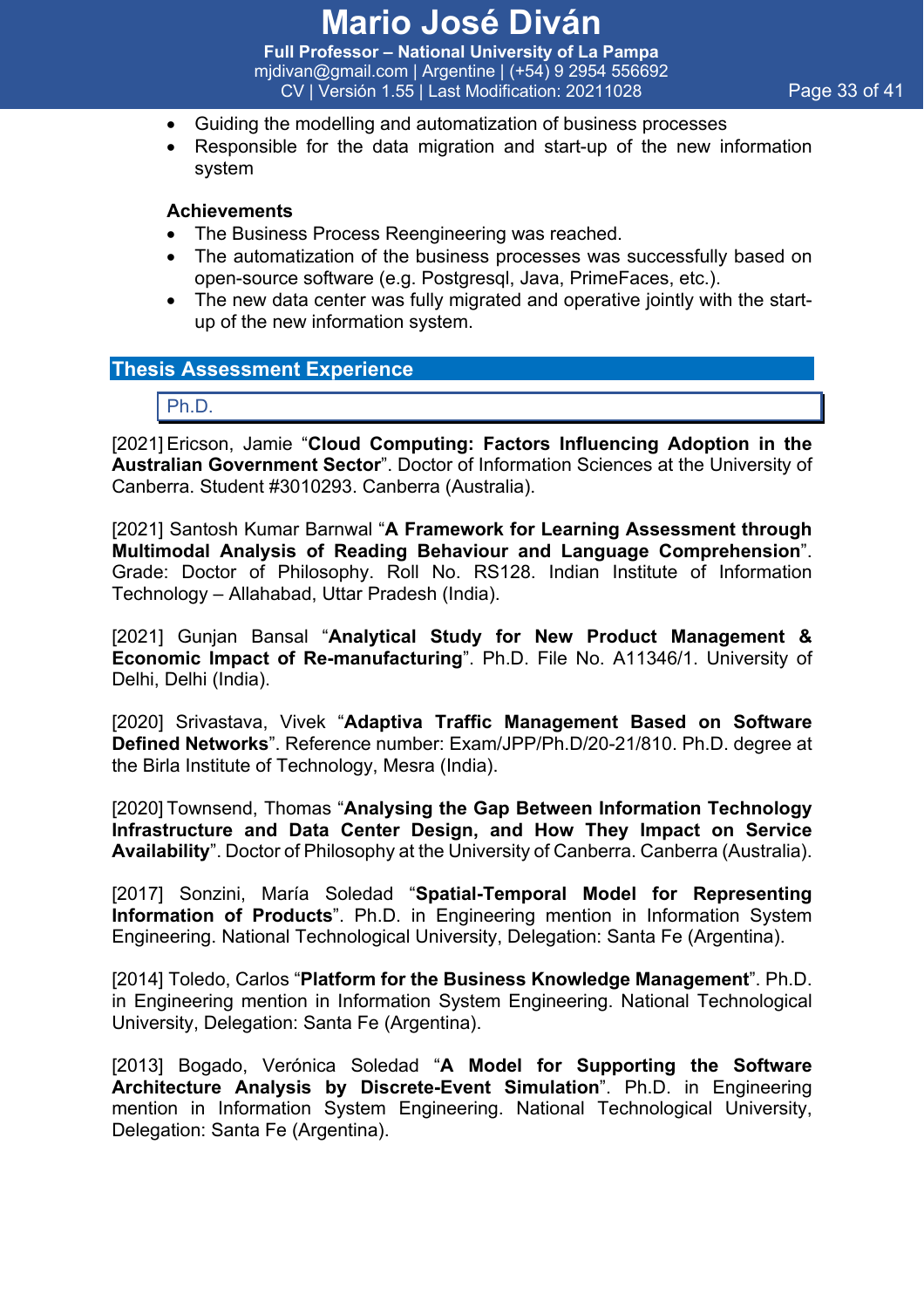- Guiding the modelling and automatization of business processes
- Responsible for the data migration and start-up of the new information system

**Achievements**

- The Business Process Reengineering was reached.
- The automatization of the business processes was successfully based on open-source software (e.g. Postgresql, Java, PrimeFaces, etc.).
- The new data center was fully migrated and operative jointly with the start-up of the new information system.

## Thesis Assessment Experience

### Ph.D.

[2021] Ericson, Jamie "**Cloud Computing: Factors Influencing Adoption in the Australian Government Sector**". Doctor of Information Sciences at the University of Canberra. Student #3010293. Canberra (Australia).

[2021] Santosh Kumar Barnwal "**A Framework for Learning Assessment through Multimodal Analysis of Reading Behaviour and Language Comprehension**". Grade: Doctor of Philosophy. Roll No. RS128. Indian Institute of Information Technology – Allahabad, Uttar Pradesh (India).

[2021] Gunjan Bansal "**Analytical Study for New Product Management & Economic Impact of Re-manufacturing**". Ph.D. File No. A11346/1. University of Delhi, Delhi (India).

[2020] Srivastava, Vivek "**Adaptiva Traffic Management Based on Software Defined Networks**". Reference number: Exam/JPP/Ph.D/20-21/810. Ph.D. degree at the Birla Institute of Technology, Mesra (India).

[2020] Townsend, Thomas "**Analysing the Gap Between Information Technology Infrastructure and Data Center Design, and How They Impact on Service Availability**". Doctor of Philosophy at the University of Canberra. Canberra (Australia).

[2017] Sonzini, María Soledad "**Spatial-Temporal Model for Representing Information of Products**". Ph.D. in Engineering mention in Information System Engineering. National Technological University, Delegation: Santa Fe (Argentina).

[2014] Toledo, Carlos "**Platform for the Business Knowledge Management**". Ph.D. in Engineering mention in Information System Engineering. National Technological University, Delegation: Santa Fe (Argentina).

[2013] Bogado, Verónica Soledad "**A Model for Supporting the Software Architecture Analysis by Discrete-Event Simulation**". Ph.D. in Engineering mention in Information System Engineering. National Technological University, Delegation: Santa Fe (Argentina).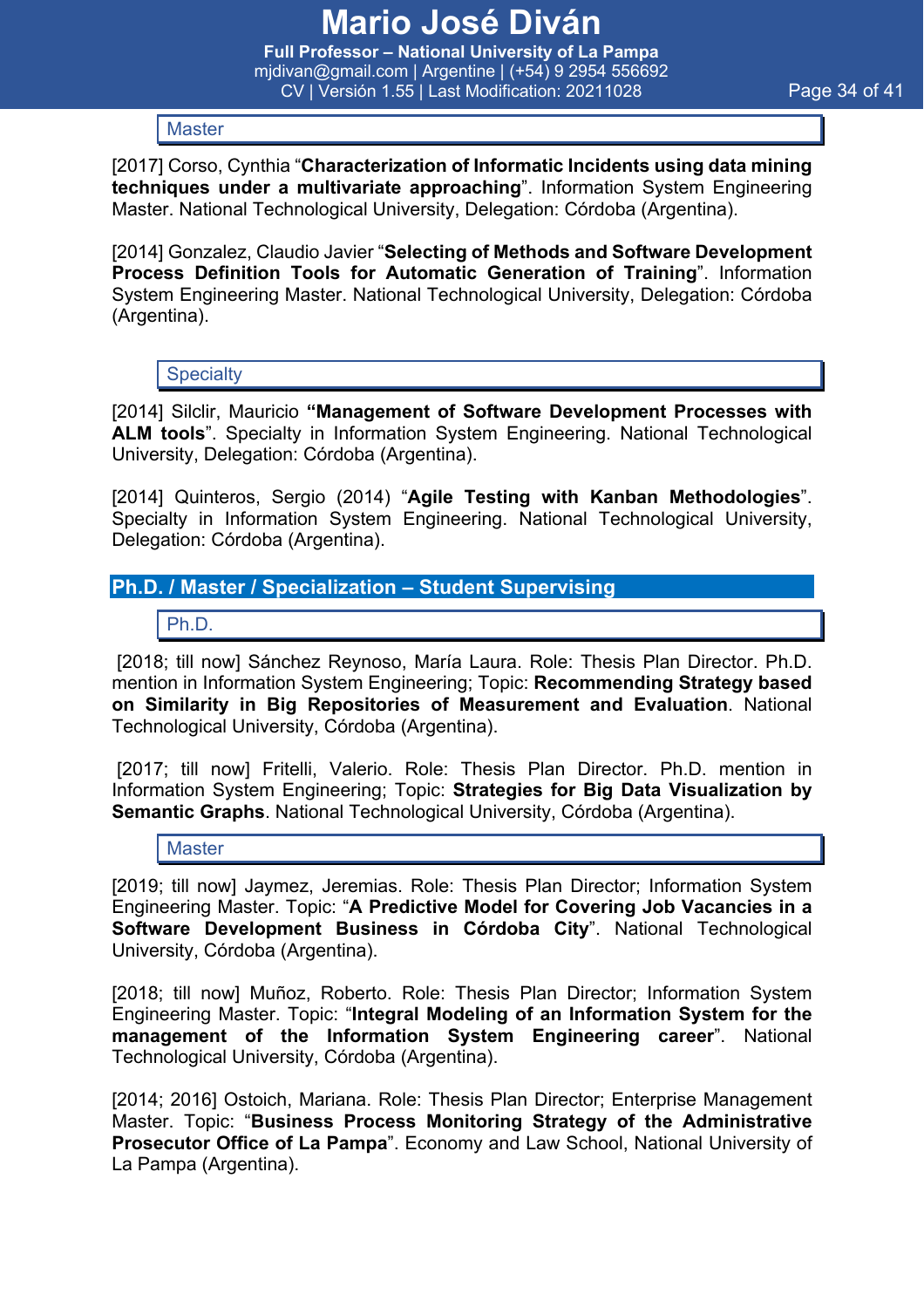### Master

[2017] Corso, Cynthia "**Characterization of Informatic Incidents using data mining techniques under a multivariate approaching**". Information System Engineering Master. National Technological University, Delegation: Córdoba (Argentina).

[2014] Gonzalez, Claudio Javier "**Selecting of Methods and Software Development Process Definition Tools for Automatic Generation of Training**". Information System Engineering Master. National Technological University, Delegation: Córdoba (Argentina).

### Specialty

[2014] Silclir, Mauricio **"Management of Software Development Processes with ALM tools**". Specialty in Information System Engineering. National Technological University, Delegation: Córdoba (Argentina).

[2014] Quinteros, Sergio (2014) "**Agile Testing with Kanban Methodologies**". Specialty in Information System Engineering. National Technological University, Delegation: Córdoba (Argentina).

## Ph.D. / Master / Specialization – Student Supervising

### Ph.D.

[2018; till now] Sánchez Reynoso, María Laura. Role: Thesis Plan Director. Ph.D. mention in Information System Engineering; Topic: **Recommending Strategy based on Similarity in Big Repositories of Measurement and Evaluation**. National Technological University, Córdoba (Argentina).

[2017; till now] Fritelli, Valerio. Role: Thesis Plan Director. Ph.D. mention in Information System Engineering; Topic: **Strategies for Big Data Visualization by Semantic Graphs**. National Technological University, Córdoba (Argentina).

### Master

[2019; till now] Jaymez, Jeremias. Role: Thesis Plan Director; Information System Engineering Master. Topic: "**A Predictive Model for Covering Job Vacancies in a Software Development Business in Córdoba City**". National Technological University, Córdoba (Argentina).

[2018; till now] Muñoz, Roberto. Role: Thesis Plan Director; Information System Engineering Master. Topic: "**Integral Modeling of an Information System for the management of the Information System Engineering career**". National Technological University, Córdoba (Argentina).

[2014; 2016] Ostoich, Mariana. Role: Thesis Plan Director; Enterprise Management Master. Topic: "**Business Process Monitoring Strategy of the Administrative Prosecutor Office of La Pampa**". Economy and Law School, National University of La Pampa (Argentina).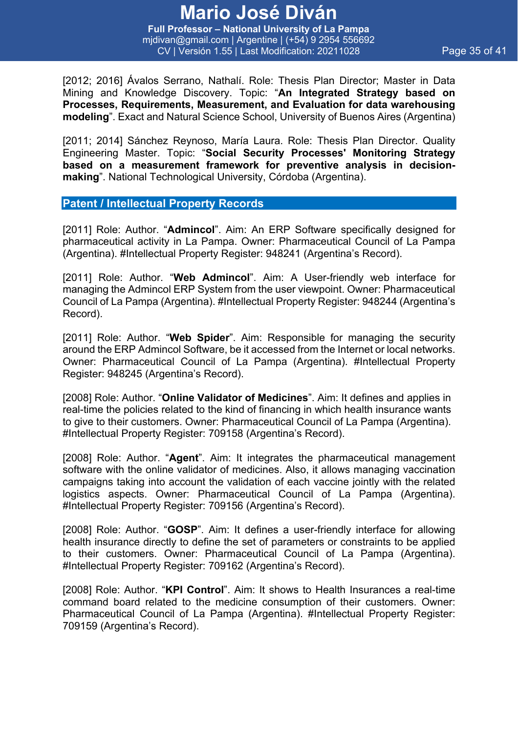[2012; 2016] Ávalos Serrano, Nathalí. Role: Thesis Plan Director; Master in Data Mining and Knowledge Discovery. Topic: “**An Integrated Strategy based on Processes, Requirements, Measurement, and Evaluation for data warehousing modeling**”. Exact and Natural Science School, University of Buenos Aires (Argentina)

[2011; 2014] Sánchez Reynoso, María Laura. Role: Thesis Plan Director. Quality Engineering Master. Topic: “**Social Security Processes' Monitoring Strategy based on a measurement framework for preventive analysis in decision-making**”. National Technological University, Córdoba (Argentina).

## Patent / Intellectual Property Records

[2011] Role: Author. “**Admincol**”. Aim: An ERP Software specifically designed for pharmaceutical activity in La Pampa. Owner: Pharmaceutical Council of La Pampa (Argentina). #Intellectual Property Register: 948241 (Argentina’s Record).

[2011] Role: Author. “**Web Admincol**”. Aim: A User-friendly web interface for managing the Admincol ERP System from the user viewpoint. Owner: Pharmaceutical Council of La Pampa (Argentina). #Intellectual Property Register: 948244 (Argentina’s Record).

[2011] Role: Author. “**Web Spider**”. Aim: Responsible for managing the security around the ERP Admincol Software, be it accessed from the Internet or local networks. Owner: Pharmaceutical Council of La Pampa (Argentina). #Intellectual Property Register: 948245 (Argentina’s Record).

[2008] Role: Author. “**Online Validator of Medicines**”. Aim: It defines and applies in real-time the policies related to the kind of financing in which health insurance wants to give to their customers. Owner: Pharmaceutical Council of La Pampa (Argentina). #Intellectual Property Register: 709158 (Argentina’s Record).

[2008] Role: Author. “**Agent**”. Aim: It integrates the pharmaceutical management software with the online validator of medicines. Also, it allows managing vaccination campaigns taking into account the validation of each vaccine jointly with the related logistics aspects. Owner: Pharmaceutical Council of La Pampa (Argentina). #Intellectual Property Register: 709156 (Argentina’s Record).

[2008] Role: Author. “**GOSP**”. Aim: It defines a user-friendly interface for allowing health insurance directly to define the set of parameters or constraints to be applied to their customers. Owner: Pharmaceutical Council of La Pampa (Argentina). #Intellectual Property Register: 709162 (Argentina’s Record).

[2008] Role: Author. “**KPI Control**”. Aim: It shows to Health Insurances a real-time command board related to the medicine consumption of their customers. Owner: Pharmaceutical Council of La Pampa (Argentina). #Intellectual Property Register: 709159 (Argentina’s Record).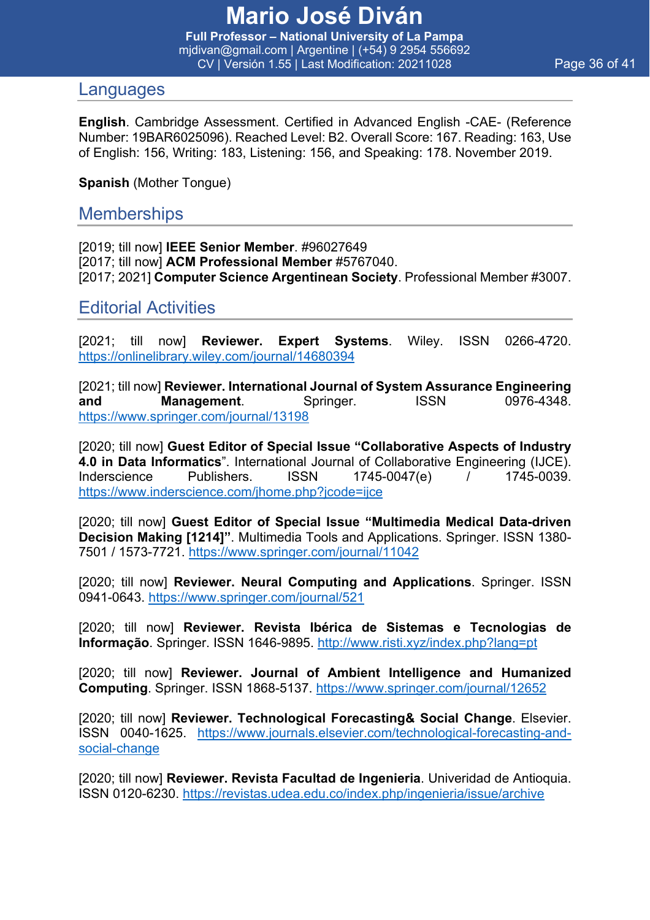## Languages

**English**. Cambridge Assessment. Certified in Advanced English -CAE- (Reference Number: 19BAR6025096). Reached Level: B2. Overall Score: 167. Reading: 163, Use of English: 156, Writing: 183, Listening: 156, and Speaking: 178. November 2019.

**Spanish** (Mother Tongue)

## Memberships

[2019; till now] **IEEE Senior Member**. #96027649
[2017; till now] **ACM Professional Member** #5767040.
[2017; 2021] **Computer Science Argentinean Society**. Professional Member #3007.

## Editorial Activities

[2021; till now] **Reviewer. Expert Systems**. Wiley. ISSN 0266-4720. https://onlinelibrary.wiley.com/journal/14680394

[2021; till now] **Reviewer. International Journal of System Assurance Engineering and Management**. Springer. ISSN 0976-4348. https://www.springer.com/journal/13198

[2020; till now] **Guest Editor of Special Issue "Collaborative Aspects of Industry 4.0 in Data Informatics**". International Journal of Collaborative Engineering (IJCE). Inderscience Publishers. ISSN 1745-0047(e) / 1745-0039. https://www.inderscience.com/jhome.php?jcode=ijce

[2020; till now] **Guest Editor of Special Issue "Multimedia Medical Data-driven Decision Making [1214]"**. Multimedia Tools and Applications. Springer. ISSN 1380-7501 / 1573-7721. https://www.springer.com/journal/11042

[2020; till now] **Reviewer. Neural Computing and Applications**. Springer. ISSN 0941-0643. https://www.springer.com/journal/521

[2020; till now] **Reviewer. Revista Ibérica de Sistemas e Tecnologias de Informação**. Springer. ISSN 1646-9895. http://www.risti.xyz/index.php?lang=pt

[2020; till now] **Reviewer. Journal of Ambient Intelligence and Humanized Computing**. Springer. ISSN 1868-5137. https://www.springer.com/journal/12652

[2020; till now] **Reviewer. Technological Forecasting& Social Change**. Elsevier. ISSN 0040-1625. https://www.journals.elsevier.com/technological-forecasting-and-social-change

[2020; till now] **Reviewer. Revista Facultad de Ingenieria**. Univeridad de Antioquia. ISSN 0120-6230. https://revistas.udea.edu.co/index.php/ingenieria/issue/archive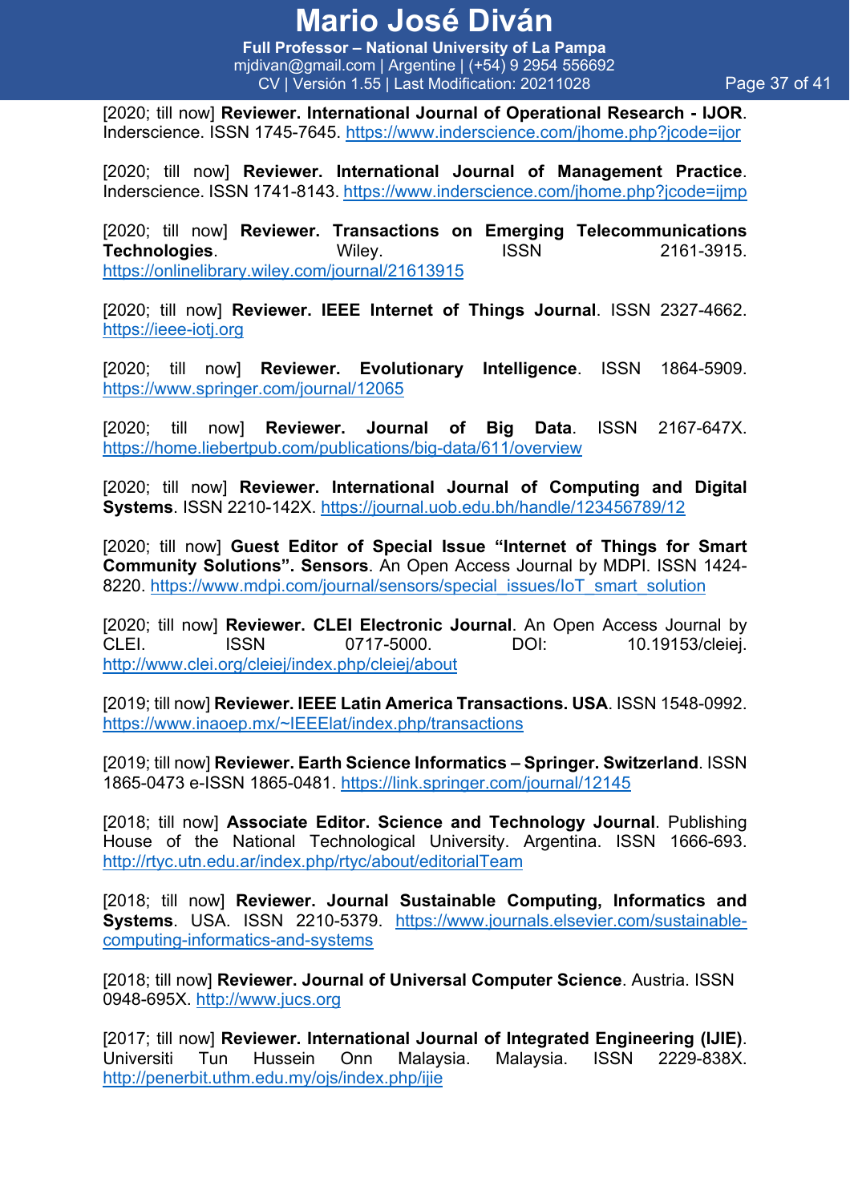[2020; till now] **Reviewer. International Journal of Operational Research - IJOR**. Inderscience. ISSN 1745-7645. https://www.inderscience.com/jhome.php?jcode=ijor

[2020; till now] **Reviewer. International Journal of Management Practice**. Inderscience. ISSN 1741-8143. https://www.inderscience.com/jhome.php?jcode=ijmp

[2020; till now] **Reviewer. Transactions on Emerging Telecommunications Technologies**. Wiley. ISSN 2161-3915. https://onlinelibrary.wiley.com/journal/21613915

[2020; till now] **Reviewer. IEEE Internet of Things Journal**. ISSN 2327-4662. https://ieee-iotj.org

[2020; till now] **Reviewer. Evolutionary Intelligence**. ISSN 1864-5909. https://www.springer.com/journal/12065

[2020; till now] **Reviewer. Journal of Big Data**. ISSN 2167-647X. https://home.liebertpub.com/publications/big-data/611/overview

[2020; till now] **Reviewer. International Journal of Computing and Digital Systems**. ISSN 2210-142X. https://journal.uob.edu.bh/handle/123456789/12

[2020; till now] **Guest Editor of Special Issue "Internet of Things for Smart Community Solutions". Sensors**. An Open Access Journal by MDPI. ISSN 1424-8220. https://www.mdpi.com/journal/sensors/special_issues/IoT_smart_solution

[2020; till now] **Reviewer. CLEI Electronic Journal**. An Open Access Journal by CLEI. ISSN 0717-5000. DOI: 10.19153/cleiej. http://www.clei.org/cleiej/index.php/cleiej/about

[2019; till now] **Reviewer. IEEE Latin America Transactions. USA**. ISSN 1548-0992. https://www.inaoep.mx/~IEEElat/index.php/transactions

[2019; till now] **Reviewer. Earth Science Informatics – Springer. Switzerland**. ISSN 1865-0473 e-ISSN 1865-0481. https://link.springer.com/journal/12145

[2018; till now] **Associate Editor. Science and Technology Journal**. Publishing House of the National Technological University. Argentina. ISSN 1666-693. http://rtyc.utn.edu.ar/index.php/rtyc/about/editorialTeam

[2018; till now] **Reviewer. Journal Sustainable Computing, Informatics and Systems**. USA. ISSN 2210-5379. https://www.journals.elsevier.com/sustainable-computing-informatics-and-systems

[2018; till now] **Reviewer. Journal of Universal Computer Science**. Austria. ISSN 0948-695X. http://www.jucs.org

[2017; till now] **Reviewer. International Journal of Integrated Engineering (IJIE)**. Universiti Tun Hussein Onn Malaysia. Malaysia. ISSN 2229-838X. http://penerbit.uthm.edu.my/ojs/index.php/ijie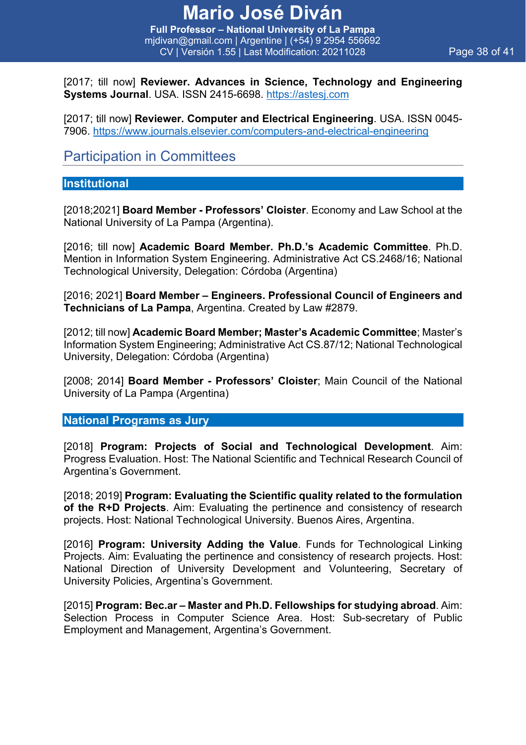[2017; till now] **Reviewer. Advances in Science, Technology and Engineering Systems Journal**. USA. ISSN 2415-6698. https://astesj.com

[2017; till now] **Reviewer. Computer and Electrical Engineering**. USA. ISSN 0045-7906. https://www.journals.elsevier.com/computers-and-electrical-engineering

## Participation in Committees

### Institutional

[2018;2021] **Board Member - Professors' Cloister**. Economy and Law School at the National University of La Pampa (Argentina).

[2016; till now] **Academic Board Member. Ph.D.'s Academic Committee**. Ph.D. Mention in Information System Engineering. Administrative Act CS.2468/16; National Technological University, Delegation: Córdoba (Argentina)

[2016; 2021] **Board Member – Engineers. Professional Council of Engineers and Technicians of La Pampa**, Argentina. Created by Law #2879.

[2012; till now] **Academic Board Member; Master's Academic Committee**; Master's Information System Engineering; Administrative Act CS.87/12; National Technological University, Delegation: Córdoba (Argentina)

[2008; 2014] **Board Member - Professors' Cloister**; Main Council of the National University of La Pampa (Argentina)

### National Programs as Jury

[2018] **Program: Projects of Social and Technological Development**. Aim: Progress Evaluation. Host: The National Scientific and Technical Research Council of Argentina's Government.

[2018; 2019] **Program: Evaluating the Scientific quality related to the formulation of the R+D Projects**. Aim: Evaluating the pertinence and consistency of research projects. Host: National Technological University. Buenos Aires, Argentina.

[2016] **Program: University Adding the Value**. Funds for Technological Linking Projects. Aim: Evaluating the pertinence and consistency of research projects. Host: National Direction of University Development and Volunteering, Secretary of University Policies, Argentina's Government.

[2015] **Program: Bec.ar – Master and Ph.D. Fellowships for studying abroad**. Aim: Selection Process in Computer Science Area. Host: Sub-secretary of Public Employment and Management, Argentina's Government.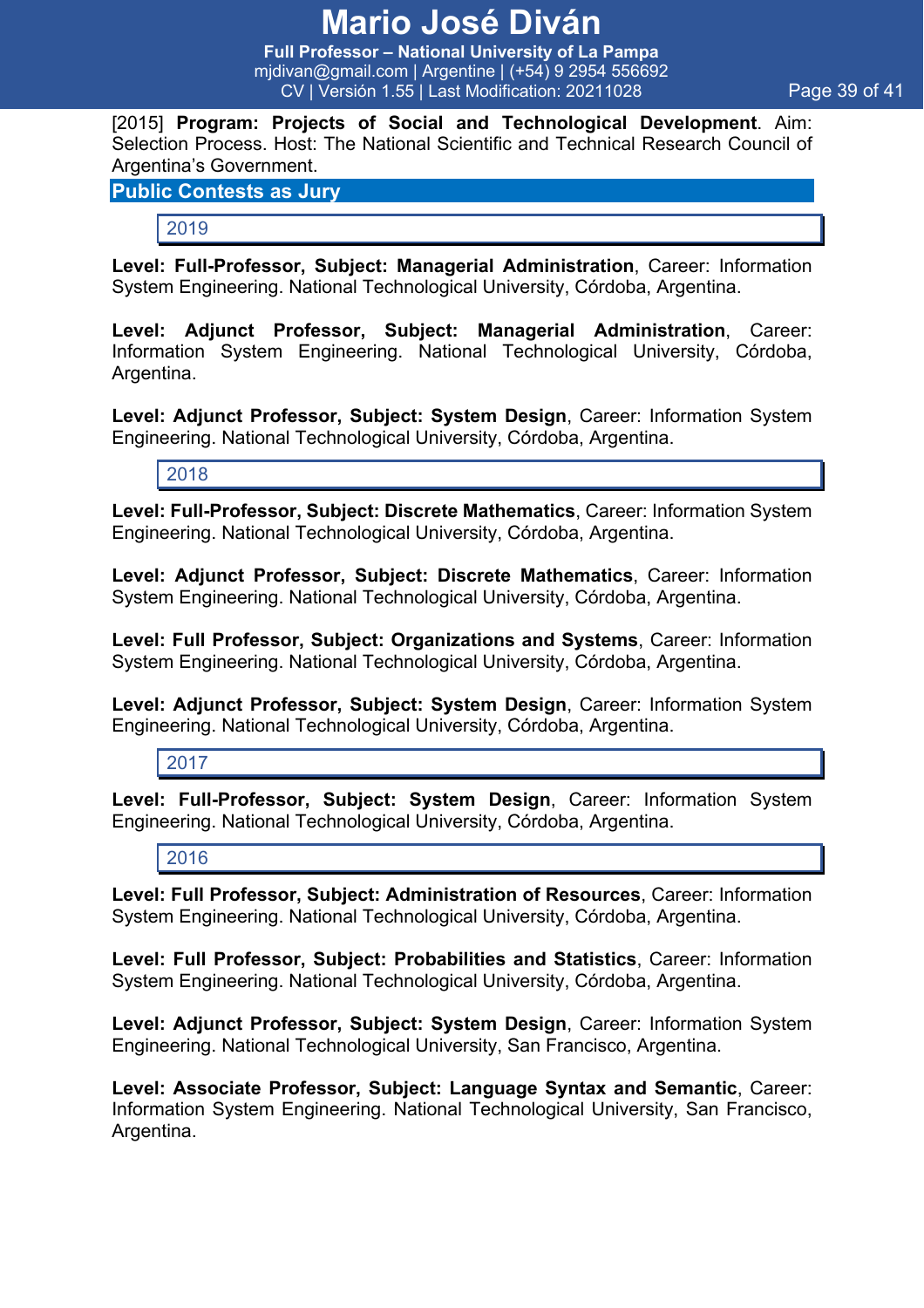[2015] **Program: Projects of Social and Technological Development**. Aim: Selection Process. Host: The National Scientific and Technical Research Council of Argentina's Government.

## Public Contests as Jury

### 2019

**Level: Full-Professor, Subject: Managerial Administration**, Career: Information System Engineering. National Technological University, Córdoba, Argentina.

**Level: Adjunct Professor, Subject: Managerial Administration**, Career: Information System Engineering. National Technological University, Córdoba, Argentina.

**Level: Adjunct Professor, Subject: System Design**, Career: Information System Engineering. National Technological University, Córdoba, Argentina.

### 2018

**Level: Full-Professor, Subject: Discrete Mathematics**, Career: Information System Engineering. National Technological University, Córdoba, Argentina.

**Level: Adjunct Professor, Subject: Discrete Mathematics**, Career: Information System Engineering. National Technological University, Córdoba, Argentina.

**Level: Full Professor, Subject: Organizations and Systems**, Career: Information System Engineering. National Technological University, Córdoba, Argentina.

**Level: Adjunct Professor, Subject: System Design**, Career: Information System Engineering. National Technological University, Córdoba, Argentina.

### 2017

**Level: Full-Professor, Subject: System Design**, Career: Information System Engineering. National Technological University, Córdoba, Argentina.

### 2016

**Level: Full Professor, Subject: Administration of Resources**, Career: Information System Engineering. National Technological University, Córdoba, Argentina.

**Level: Full Professor, Subject: Probabilities and Statistics**, Career: Information System Engineering. National Technological University, Córdoba, Argentina.

**Level: Adjunct Professor, Subject: System Design**, Career: Information System Engineering. National Technological University, San Francisco, Argentina.

**Level: Associate Professor, Subject: Language Syntax and Semantic**, Career: Information System Engineering. National Technological University, San Francisco, Argentina.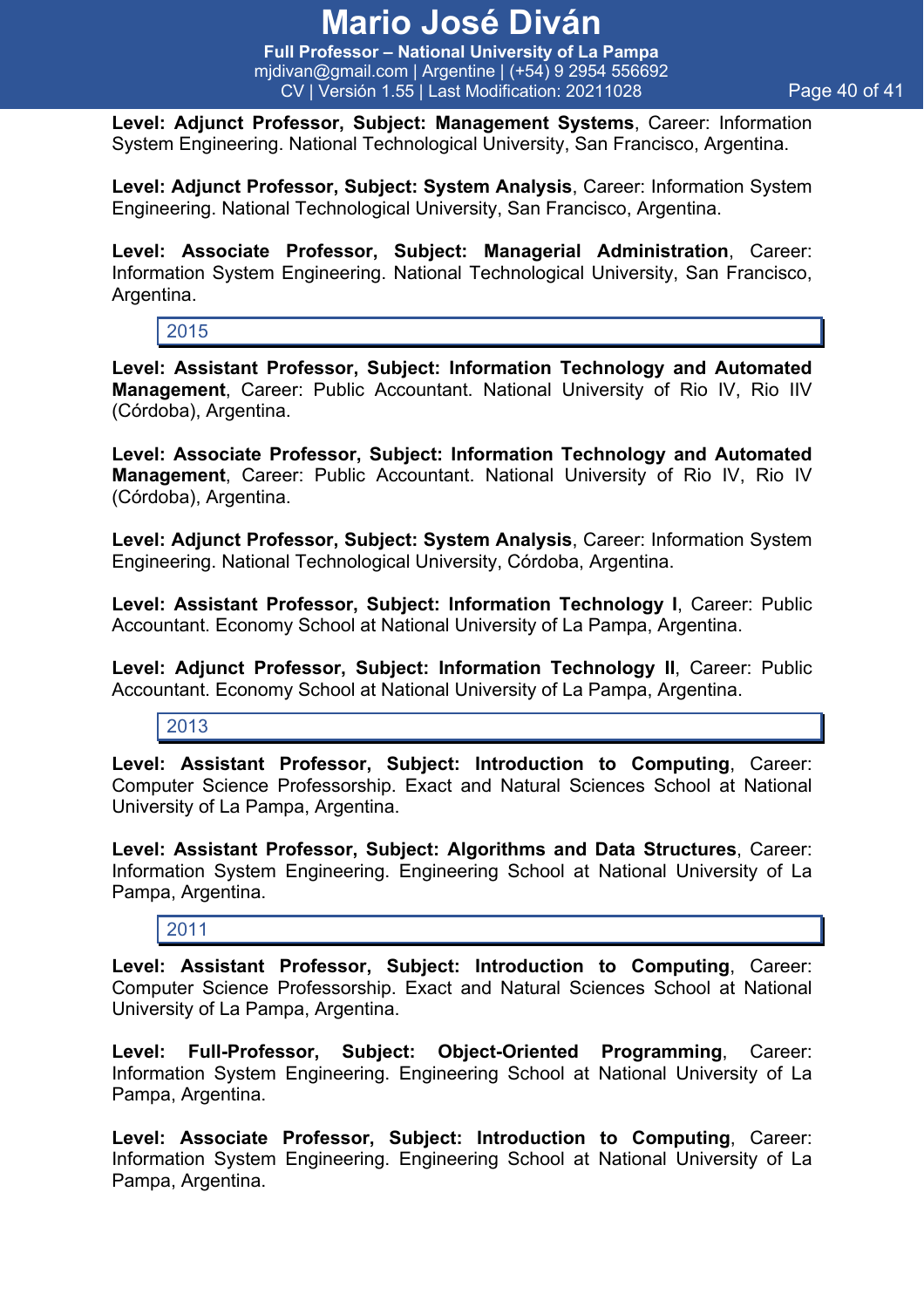**Level: Adjunct Professor, Subject: Management Systems**, Career: Information System Engineering. National Technological University, San Francisco, Argentina.

**Level: Adjunct Professor, Subject: System Analysis**, Career: Information System Engineering. National Technological University, San Francisco, Argentina.

**Level: Associate Professor, Subject: Managerial Administration**, Career: Information System Engineering. National Technological University, San Francisco, Argentina.

### 2015

**Level: Assistant Professor, Subject: Information Technology and Automated Management**, Career: Public Accountant. National University of Rio IV, Rio IIV (Córdoba), Argentina.

**Level: Associate Professor, Subject: Information Technology and Automated Management**, Career: Public Accountant. National University of Rio IV, Rio IV (Córdoba), Argentina.

**Level: Adjunct Professor, Subject: System Analysis**, Career: Information System Engineering. National Technological University, Córdoba, Argentina.

**Level: Assistant Professor, Subject: Information Technology I**, Career: Public Accountant. Economy School at National University of La Pampa, Argentina.

**Level: Adjunct Professor, Subject: Information Technology II**, Career: Public Accountant. Economy School at National University of La Pampa, Argentina.

### 2013

**Level: Assistant Professor, Subject: Introduction to Computing**, Career: Computer Science Professorship. Exact and Natural Sciences School at National University of La Pampa, Argentina.

**Level: Assistant Professor, Subject: Algorithms and Data Structures**, Career: Information System Engineering. Engineering School at National University of La Pampa, Argentina.

### 2011

**Level: Assistant Professor, Subject: Introduction to Computing**, Career: Computer Science Professorship. Exact and Natural Sciences School at National University of La Pampa, Argentina.

**Level: Full-Professor, Subject: Object-Oriented Programming**, Career: Information System Engineering. Engineering School at National University of La Pampa, Argentina.

**Level: Associate Professor, Subject: Introduction to Computing**, Career: Information System Engineering. Engineering School at National University of La Pampa, Argentina.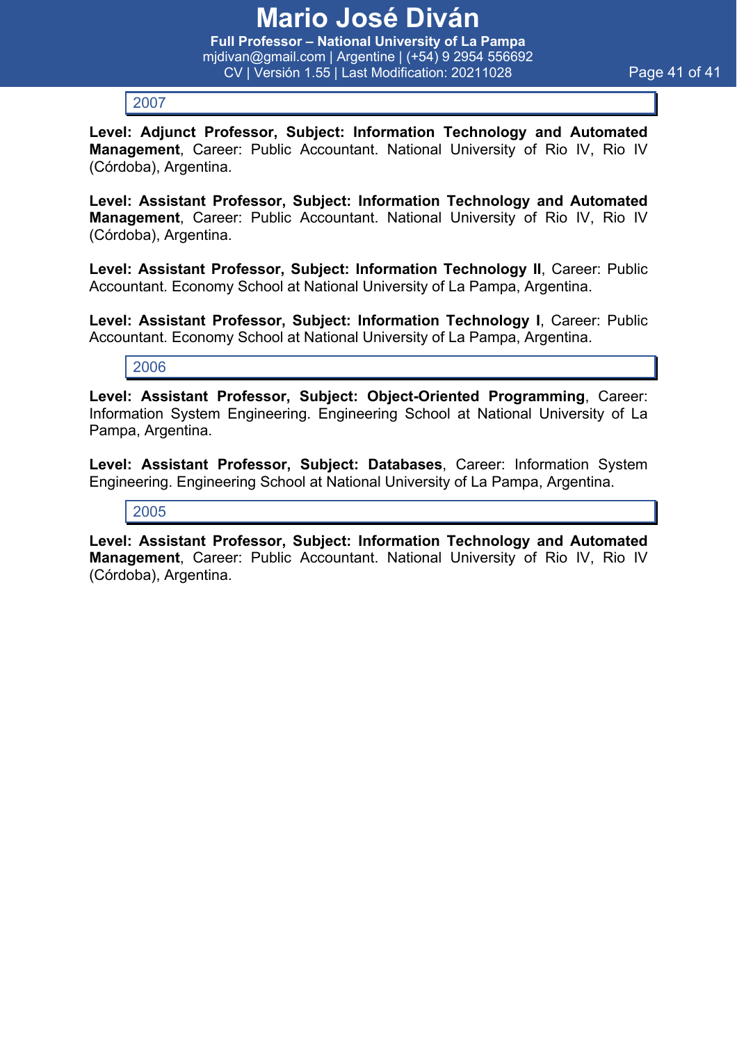### 2007

**Level: Adjunct Professor, Subject: Information Technology and Automated Management**, Career: Public Accountant. National University of Rio IV, Rio IV (Córdoba), Argentina.

**Level: Assistant Professor, Subject: Information Technology and Automated Management**, Career: Public Accountant. National University of Rio IV, Rio IV (Córdoba), Argentina.

**Level: Assistant Professor, Subject: Information Technology II**, Career: Public Accountant. Economy School at National University of La Pampa, Argentina.

**Level: Assistant Professor, Subject: Information Technology I**, Career: Public Accountant. Economy School at National University of La Pampa, Argentina.

### 2006

**Level: Assistant Professor, Subject: Object-Oriented Programming**, Career: Information System Engineering. Engineering School at National University of La Pampa, Argentina.

**Level: Assistant Professor, Subject: Databases**, Career: Information System Engineering. Engineering School at National University of La Pampa, Argentina.

### 2005

**Level: Assistant Professor, Subject: Information Technology and Automated Management**, Career: Public Accountant. National University of Rio IV, Rio IV (Córdoba), Argentina.